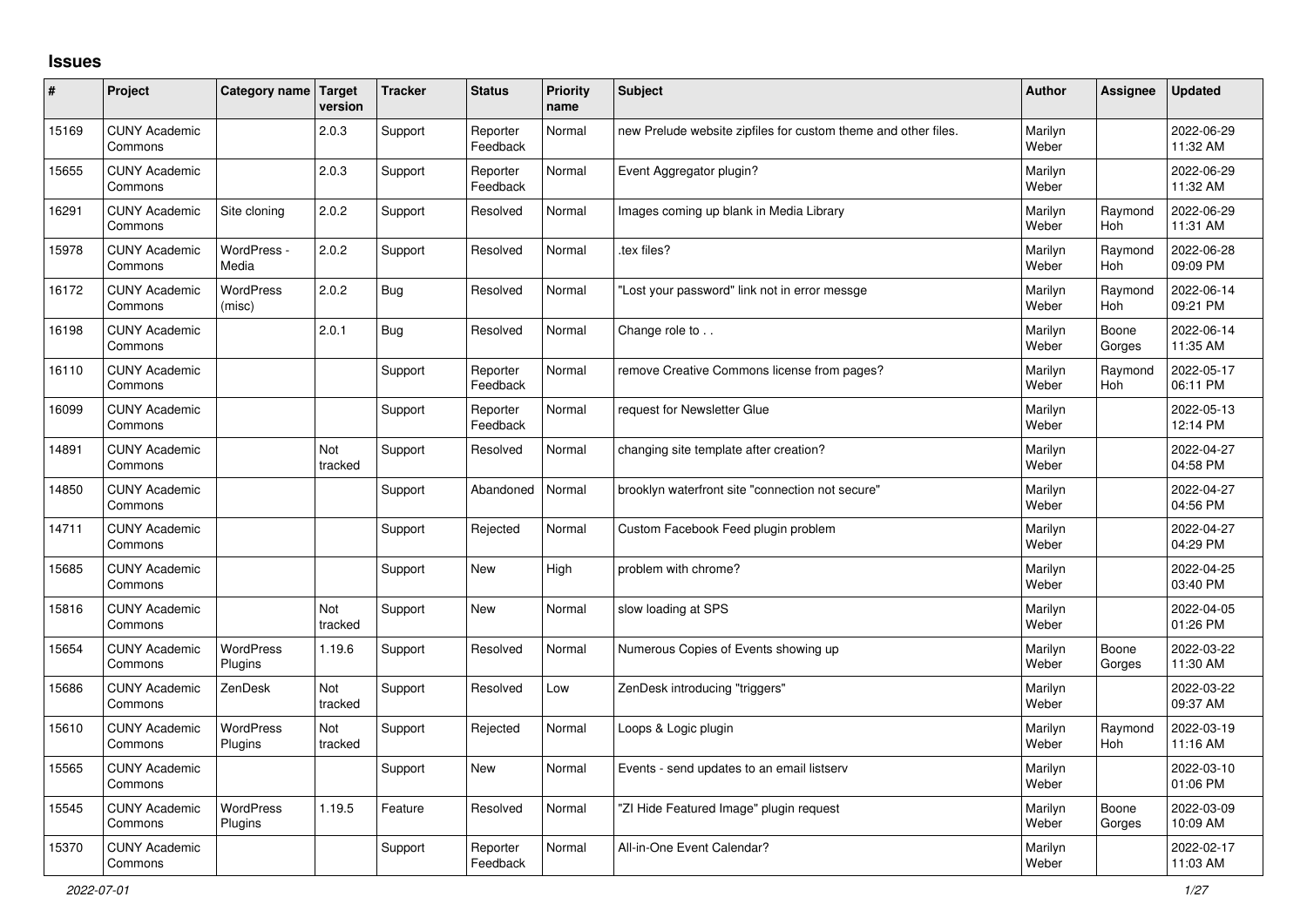# Issues

| # | Project | Category name | Target version | Tracker | Status | Priority name | Subject | Author | Assignee | Updated |
|---|---|---|---|---|---|---|---|---|---|---|
| 15169 | CUNY Academic Commons | | 2.0.3 | Support | Reporter Feedback | Normal | new Prelude website zipfiles for custom theme and other files. | Marilyn Weber | | 2022-06-29 11:32 AM |
| 15655 | CUNY Academic Commons | | 2.0.3 | Support | Reporter Feedback | Normal | Event Aggregator plugin? | Marilyn Weber | | 2022-06-29 11:32 AM |
| 16291 | CUNY Academic Commons | Site cloning | 2.0.2 | Support | Resolved | Normal | Images coming up blank in Media Library | Marilyn Weber | Raymond Hoh | 2022-06-29 11:31 AM |
| 15978 | CUNY Academic Commons | WordPress - Media | 2.0.2 | Support | Resolved | Normal | .tex files? | Marilyn Weber | Raymond Hoh | 2022-06-28 09:09 PM |
| 16172 | CUNY Academic Commons | WordPress (misc) | 2.0.2 | Bug | Resolved | Normal | "Lost your password" link not in error messge | Marilyn Weber | Raymond Hoh | 2022-06-14 09:21 PM |
| 16198 | CUNY Academic Commons | | 2.0.1 | Bug | Resolved | Normal | Change role to . . | Marilyn Weber | Boone Gorges | 2022-06-14 11:35 AM |
| 16110 | CUNY Academic Commons | | | Support | Reporter Feedback | Normal | remove Creative Commons license from pages? | Marilyn Weber | Raymond Hoh | 2022-05-17 06:11 PM |
| 16099 | CUNY Academic Commons | | | Support | Reporter Feedback | Normal | request for Newsletter Glue | Marilyn Weber | | 2022-05-13 12:14 PM |
| 14891 | CUNY Academic Commons | | Not tracked | Support | Resolved | Normal | changing site template after creation? | Marilyn Weber | | 2022-04-27 04:58 PM |
| 14850 | CUNY Academic Commons | | | Support | Abandoned | Normal | brooklyn waterfront site "connection not secure" | Marilyn Weber | | 2022-04-27 04:56 PM |
| 14711 | CUNY Academic Commons | | | Support | Rejected | Normal | Custom Facebook Feed plugin problem | Marilyn Weber | | 2022-04-27 04:29 PM |
| 15685 | CUNY Academic Commons | | | Support | New | High | problem with chrome? | Marilyn Weber | | 2022-04-25 03:40 PM |
| 15816 | CUNY Academic Commons | | Not tracked | Support | New | Normal | slow loading at SPS | Marilyn Weber | | 2022-04-05 01:26 PM |
| 15654 | CUNY Academic Commons | WordPress Plugins | 1.19.6 | Support | Resolved | Normal | Numerous Copies of Events showing up | Marilyn Weber | Boone Gorges | 2022-03-22 11:30 AM |
| 15686 | CUNY Academic Commons | ZenDesk | Not tracked | Support | Resolved | Low | ZenDesk introducing "triggers" | Marilyn Weber | | 2022-03-22 09:37 AM |
| 15610 | CUNY Academic Commons | WordPress Plugins | Not tracked | Support | Rejected | Normal | Loops & Logic plugin | Marilyn Weber | Raymond Hoh | 2022-03-19 11:16 AM |
| 15565 | CUNY Academic Commons | | | Support | New | Normal | Events - send updates to an email listserv | Marilyn Weber | | 2022-03-10 01:06 PM |
| 15545 | CUNY Academic Commons | WordPress Plugins | 1.19.5 | Feature | Resolved | Normal | "ZI Hide Featured Image" plugin request | Marilyn Weber | Boone Gorges | 2022-03-09 10:09 AM |
| 15370 | CUNY Academic Commons | | | Support | Reporter Feedback | Normal | All-in-One Event Calendar? | Marilyn Weber | | 2022-02-17 11:03 AM |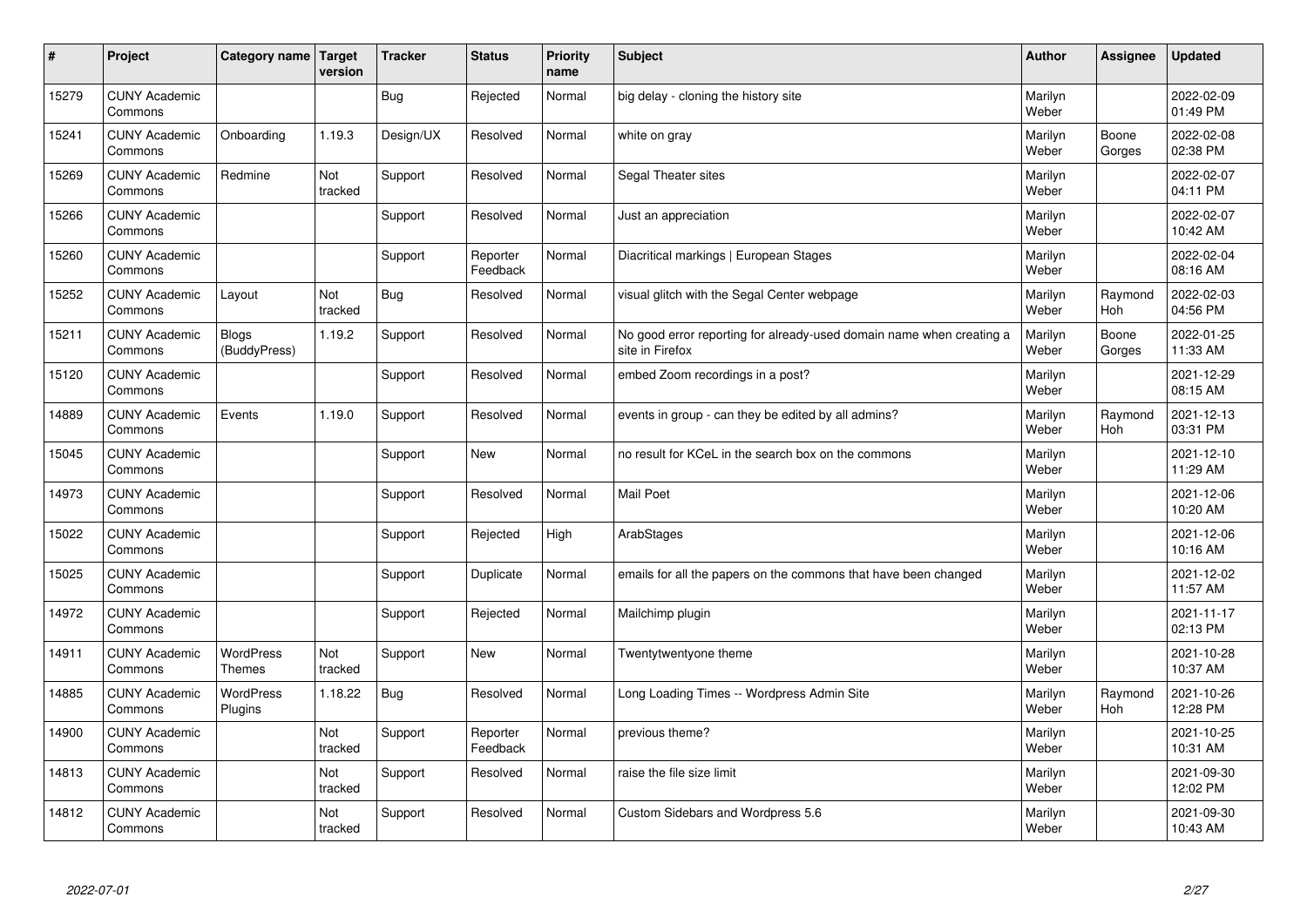| # | Project | Category name | Target version | Tracker | Status | Priority name | Subject | Author | Assignee | Updated |
|---|---|---|---|---|---|---|---|---|---|---|
| 15279 | CUNY Academic Commons | | | Bug | Rejected | Normal | big delay - cloning the history site | Marilyn Weber | | 2022-02-09 01:49 PM |
| 15241 | CUNY Academic Commons | Onboarding | 1.19.3 | Design/UX | Resolved | Normal | white on gray | Marilyn Weber | Boone Gorges | 2022-02-08 02:38 PM |
| 15269 | CUNY Academic Commons | Redmine | Not tracked | Support | Resolved | Normal | Segal Theater sites | Marilyn Weber | | 2022-02-07 04:11 PM |
| 15266 | CUNY Academic Commons | | | Support | Resolved | Normal | Just an appreciation | Marilyn Weber | | 2022-02-07 10:42 AM |
| 15260 | CUNY Academic Commons | | | Support | Reporter Feedback | Normal | Diacritical markings \| European Stages | Marilyn Weber | | 2022-02-04 08:16 AM |
| 15252 | CUNY Academic Commons | Layout | Not tracked | Bug | Resolved | Normal | visual glitch with the Segal Center webpage | Marilyn Weber | Raymond Hoh | 2022-02-03 04:56 PM |
| 15211 | CUNY Academic Commons | Blogs (BuddyPress) | 1.19.2 | Support | Resolved | Normal | No good error reporting for already-used domain name when creating a site in Firefox | Marilyn Weber | Boone Gorges | 2022-01-25 11:33 AM |
| 15120 | CUNY Academic Commons | | | Support | Resolved | Normal | embed Zoom recordings in a post? | Marilyn Weber | | 2021-12-29 08:15 AM |
| 14889 | CUNY Academic Commons | Events | 1.19.0 | Support | Resolved | Normal | events in group - can they be edited by all admins? | Marilyn Weber | Raymond Hoh | 2021-12-13 03:31 PM |
| 15045 | CUNY Academic Commons | | | Support | New | Normal | no result for KCeL in the search box on the commons | Marilyn Weber | | 2021-12-10 11:29 AM |
| 14973 | CUNY Academic Commons | | | Support | Resolved | Normal | Mail Poet | Marilyn Weber | | 2021-12-06 10:20 AM |
| 15022 | CUNY Academic Commons | | | Support | Rejected | High | ArabStages | Marilyn Weber | | 2021-12-06 10:16 AM |
| 15025 | CUNY Academic Commons | | | Support | Duplicate | Normal | emails for all the papers on the commons that have been changed | Marilyn Weber | | 2021-12-02 11:57 AM |
| 14972 | CUNY Academic Commons | | | Support | Rejected | Normal | Mailchimp plugin | Marilyn Weber | | 2021-11-17 02:13 PM |
| 14911 | CUNY Academic Commons | WordPress Themes | Not tracked | Support | New | Normal | Twentytwentyone theme | Marilyn Weber | | 2021-10-28 10:37 AM |
| 14885 | CUNY Academic Commons | WordPress Plugins | 1.18.22 | Bug | Resolved | Normal | Long Loading Times -- Wordpress Admin Site | Marilyn Weber | Raymond Hoh | 2021-10-26 12:28 PM |
| 14900 | CUNY Academic Commons | | Not tracked | Support | Reporter Feedback | Normal | previous theme? | Marilyn Weber | | 2021-10-25 10:31 AM |
| 14813 | CUNY Academic Commons | | Not tracked | Support | Resolved | Normal | raise the file size limit | Marilyn Weber | | 2021-09-30 12:02 PM |
| 14812 | CUNY Academic Commons | | Not tracked | Support | Resolved | Normal | Custom Sidebars and Wordpress 5.6 | Marilyn Weber | | 2021-09-30 10:43 AM |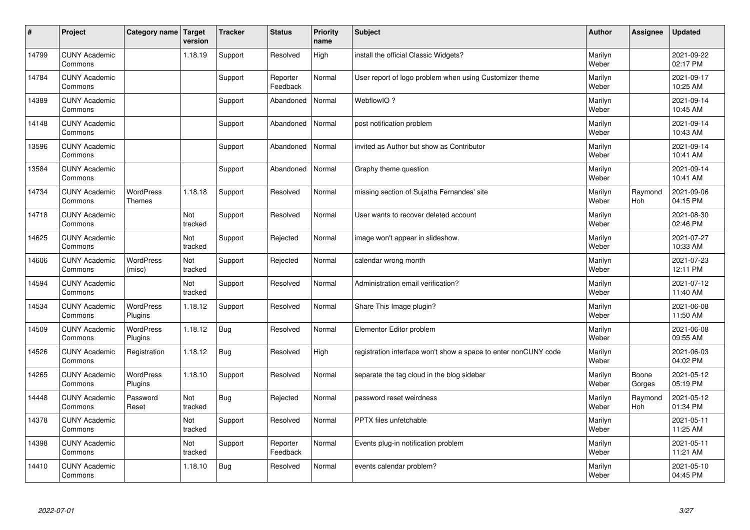| # | Project | Category name | Target version | Tracker | Status | Priority name | Subject | Author | Assignee | Updated |
|---|---|---|---|---|---|---|---|---|---|---|
| 14799 | CUNY Academic Commons | | 1.18.19 | Support | Resolved | High | install the official Classic Widgets? | Marilyn Weber | | 2021-09-22 02:17 PM |
| 14784 | CUNY Academic Commons | | | Support | Reporter Feedback | Normal | User report of logo problem when using Customizer theme | Marilyn Weber | | 2021-09-17 10:25 AM |
| 14389 | CUNY Academic Commons | | | Support | Abandoned | Normal | WebflowIO ? | Marilyn Weber | | 2021-09-14 10:45 AM |
| 14148 | CUNY Academic Commons | | | Support | Abandoned | Normal | post notification problem | Marilyn Weber | | 2021-09-14 10:43 AM |
| 13596 | CUNY Academic Commons | | | Support | Abandoned | Normal | invited as Author but show as Contributor | Marilyn Weber | | 2021-09-14 10:41 AM |
| 13584 | CUNY Academic Commons | | | Support | Abandoned | Normal | Graphy theme question | Marilyn Weber | | 2021-09-14 10:41 AM |
| 14734 | CUNY Academic Commons | WordPress Themes | 1.18.18 | Support | Resolved | Normal | missing section of Sujatha Fernandes' site | Marilyn Weber | Raymond Hoh | 2021-09-06 04:15 PM |
| 14718 | CUNY Academic Commons | | Not tracked | Support | Resolved | Normal | User wants to recover deleted account | Marilyn Weber | | 2021-08-30 02:46 PM |
| 14625 | CUNY Academic Commons | | Not tracked | Support | Rejected | Normal | image won't appear in slideshow. | Marilyn Weber | | 2021-07-27 10:33 AM |
| 14606 | CUNY Academic Commons | WordPress (misc) | Not tracked | Support | Rejected | Normal | calendar wrong month | Marilyn Weber | | 2021-07-23 12:11 PM |
| 14594 | CUNY Academic Commons | | Not tracked | Support | Resolved | Normal | Administration email verification? | Marilyn Weber | | 2021-07-12 11:40 AM |
| 14534 | CUNY Academic Commons | WordPress Plugins | 1.18.12 | Support | Resolved | Normal | Share This Image plugin? | Marilyn Weber | | 2021-06-08 11:50 AM |
| 14509 | CUNY Academic Commons | WordPress Plugins | 1.18.12 | Bug | Resolved | Normal | Elementor Editor problem | Marilyn Weber | | 2021-06-08 09:55 AM |
| 14526 | CUNY Academic Commons | Registration | 1.18.12 | Bug | Resolved | High | registration interface won't show a space to enter nonCUNY code | Marilyn Weber | | 2021-06-03 04:02 PM |
| 14265 | CUNY Academic Commons | WordPress Plugins | 1.18.10 | Support | Resolved | Normal | separate the tag cloud in the blog sidebar | Marilyn Weber | Boone Gorges | 2021-05-12 05:19 PM |
| 14448 | CUNY Academic Commons | Password Reset | Not tracked | Bug | Rejected | Normal | password reset weirdness | Marilyn Weber | Raymond Hoh | 2021-05-12 01:34 PM |
| 14378 | CUNY Academic Commons | | Not tracked | Support | Resolved | Normal | PPTX files unfetchable | Marilyn Weber | | 2021-05-11 11:25 AM |
| 14398 | CUNY Academic Commons | | Not tracked | Support | Reporter Feedback | Normal | Events plug-in notification problem | Marilyn Weber | | 2021-05-11 11:21 AM |
| 14410 | CUNY Academic Commons | | 1.18.10 | Bug | Resolved | Normal | events calendar problem? | Marilyn Weber | | 2021-05-10 04:45 PM |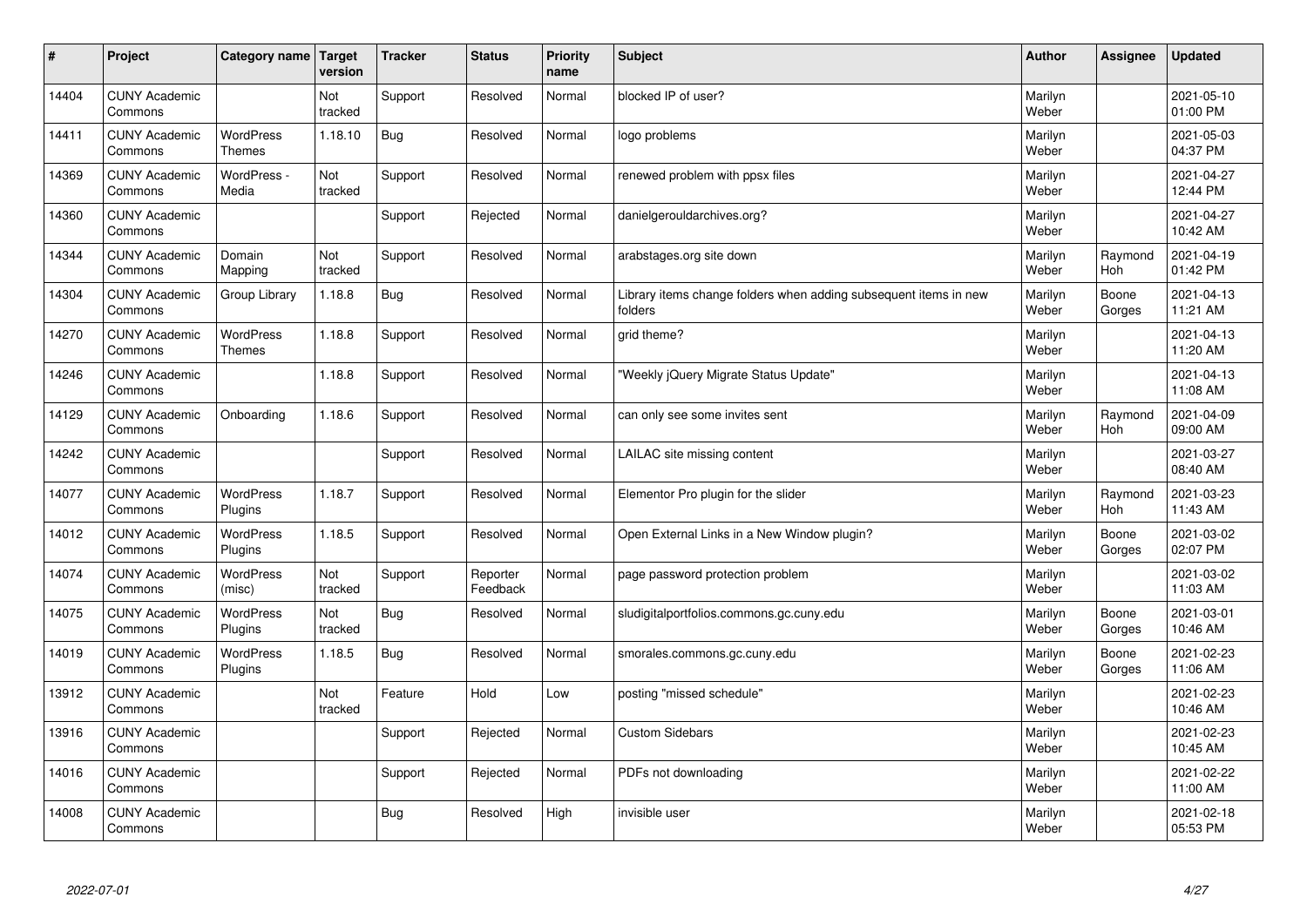| # | Project | Category name | Target version | Tracker | Status | Priority name | Subject | Author | Assignee | Updated |
|---|---|---|---|---|---|---|---|---|---|---|
| 14404 | CUNY Academic Commons | | Not tracked | Support | Resolved | Normal | blocked IP of user? | Marilyn Weber | | 2021-05-10 01:00 PM |
| 14411 | CUNY Academic Commons | WordPress Themes | 1.18.10 | Bug | Resolved | Normal | logo problems | Marilyn Weber | | 2021-05-03 04:37 PM |
| 14369 | CUNY Academic Commons | WordPress - Media | Not tracked | Support | Resolved | Normal | renewed problem with ppsx files | Marilyn Weber | | 2021-04-27 12:44 PM |
| 14360 | CUNY Academic Commons | | | Support | Rejected | Normal | danielgerouldarchives.org? | Marilyn Weber | | 2021-04-27 10:42 AM |
| 14344 | CUNY Academic Commons | Domain Mapping | Not tracked | Support | Resolved | Normal | arabstages.org site down | Marilyn Weber | Raymond Hoh | 2021-04-19 01:42 PM |
| 14304 | CUNY Academic Commons | Group Library | 1.18.8 | Bug | Resolved | Normal | Library items change folders when adding subsequent items in new folders | Marilyn Weber | Boone Gorges | 2021-04-13 11:21 AM |
| 14270 | CUNY Academic Commons | WordPress Themes | 1.18.8 | Support | Resolved | Normal | grid theme? | Marilyn Weber | | 2021-04-13 11:20 AM |
| 14246 | CUNY Academic Commons | | 1.18.8 | Support | Resolved | Normal | "Weekly jQuery Migrate Status Update" | Marilyn Weber | | 2021-04-13 11:08 AM |
| 14129 | CUNY Academic Commons | Onboarding | 1.18.6 | Support | Resolved | Normal | can only see some invites sent | Marilyn Weber | Raymond Hoh | 2021-04-09 09:00 AM |
| 14242 | CUNY Academic Commons | | | Support | Resolved | Normal | LAILAC site missing content | Marilyn Weber | | 2021-03-27 08:40 AM |
| 14077 | CUNY Academic Commons | WordPress Plugins | 1.18.7 | Support | Resolved | Normal | Elementor Pro plugin for the slider | Marilyn Weber | Raymond Hoh | 2021-03-23 11:43 AM |
| 14012 | CUNY Academic Commons | WordPress Plugins | 1.18.5 | Support | Resolved | Normal | Open External Links in a New Window plugin? | Marilyn Weber | Boone Gorges | 2021-03-02 02:07 PM |
| 14074 | CUNY Academic Commons | WordPress (misc) | Not tracked | Support | Reporter Feedback | Normal | page password protection problem | Marilyn Weber | | 2021-03-02 11:03 AM |
| 14075 | CUNY Academic Commons | WordPress Plugins | Not tracked | Bug | Resolved | Normal | sludigitalportfolios.commons.gc.cuny.edu | Marilyn Weber | Boone Gorges | 2021-03-01 10:46 AM |
| 14019 | CUNY Academic Commons | WordPress Plugins | 1.18.5 | Bug | Resolved | Normal | smorales.commons.gc.cuny.edu | Marilyn Weber | Boone Gorges | 2021-02-23 11:06 AM |
| 13912 | CUNY Academic Commons | | Not tracked | Feature | Hold | Low | posting "missed schedule" | Marilyn Weber | | 2021-02-23 10:46 AM |
| 13916 | CUNY Academic Commons | | | Support | Rejected | Normal | Custom Sidebars | Marilyn Weber | | 2021-02-23 10:45 AM |
| 14016 | CUNY Academic Commons | | | Support | Rejected | Normal | PDFs not downloading | Marilyn Weber | | 2021-02-22 11:00 AM |
| 14008 | CUNY Academic Commons | | | Bug | Resolved | High | invisible user | Marilyn Weber | | 2021-02-18 05:53 PM |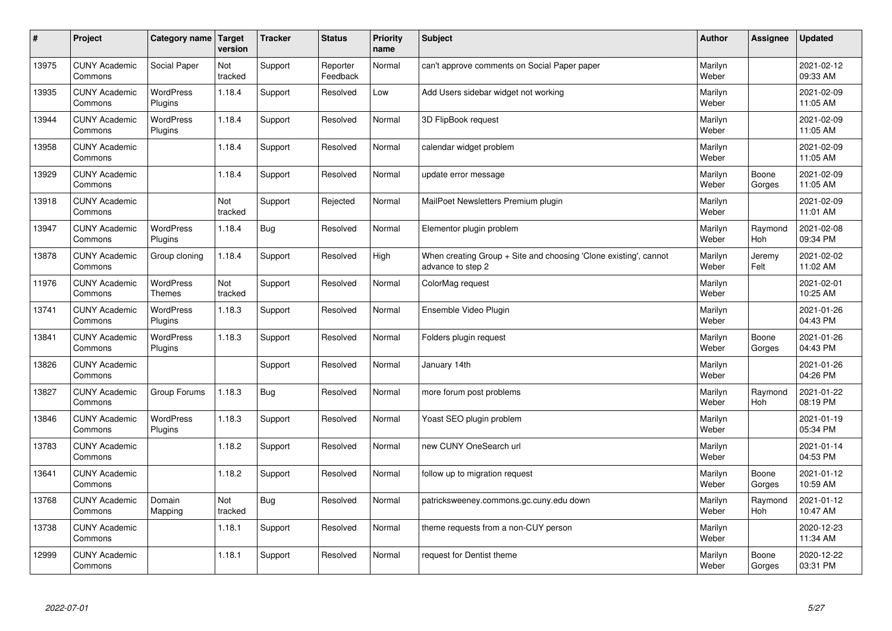| # | Project | Category name | Target version | Tracker | Status | Priority name | Subject | Author | Assignee | Updated |
|---|---|---|---|---|---|---|---|---|---|---|
| 13975 | CUNY Academic Commons | Social Paper | Not tracked | Support | Reporter Feedback | Normal | can't approve comments on Social Paper paper | Marilyn Weber | | 2021-02-12 09:33 AM |
| 13935 | CUNY Academic Commons | WordPress Plugins | 1.18.4 | Support | Resolved | Low | Add Users sidebar widget not working | Marilyn Weber | | 2021-02-09 11:05 AM |
| 13944 | CUNY Academic Commons | WordPress Plugins | 1.18.4 | Support | Resolved | Normal | 3D FlipBook request | Marilyn Weber | | 2021-02-09 11:05 AM |
| 13958 | CUNY Academic Commons | | 1.18.4 | Support | Resolved | Normal | calendar widget problem | Marilyn Weber | | 2021-02-09 11:05 AM |
| 13929 | CUNY Academic Commons | | 1.18.4 | Support | Resolved | Normal | update error message | Marilyn Weber | Boone Gorges | 2021-02-09 11:05 AM |
| 13918 | CUNY Academic Commons | | Not tracked | Support | Rejected | Normal | MailPoet Newsletters Premium plugin | Marilyn Weber | | 2021-02-09 11:01 AM |
| 13947 | CUNY Academic Commons | WordPress Plugins | 1.18.4 | Bug | Resolved | Normal | Elementor plugin problem | Marilyn Weber | Raymond Hoh | 2021-02-08 09:34 PM |
| 13878 | CUNY Academic Commons | Group cloning | 1.18.4 | Support | Resolved | High | When creating Group + Site and choosing 'Clone existing', cannot advance to step 2 | Marilyn Weber | Jeremy Felt | 2021-02-02 11:02 AM |
| 11976 | CUNY Academic Commons | WordPress Themes | Not tracked | Support | Resolved | Normal | ColorMag request | Marilyn Weber | | 2021-02-01 10:25 AM |
| 13741 | CUNY Academic Commons | WordPress Plugins | 1.18.3 | Support | Resolved | Normal | Ensemble Video Plugin | Marilyn Weber | | 2021-01-26 04:43 PM |
| 13841 | CUNY Academic Commons | WordPress Plugins | 1.18.3 | Support | Resolved | Normal | Folders plugin request | Marilyn Weber | Boone Gorges | 2021-01-26 04:43 PM |
| 13826 | CUNY Academic Commons | | | Support | Resolved | Normal | January 14th | Marilyn Weber | | 2021-01-26 04:26 PM |
| 13827 | CUNY Academic Commons | Group Forums | 1.18.3 | Bug | Resolved | Normal | more forum post problems | Marilyn Weber | Raymond Hoh | 2021-01-22 08:19 PM |
| 13846 | CUNY Academic Commons | WordPress Plugins | 1.18.3 | Support | Resolved | Normal | Yoast SEO plugin problem | Marilyn Weber | | 2021-01-19 05:34 PM |
| 13783 | CUNY Academic Commons | | 1.18.2 | Support | Resolved | Normal | new CUNY OneSearch url | Marilyn Weber | | 2021-01-14 04:53 PM |
| 13641 | CUNY Academic Commons | | 1.18.2 | Support | Resolved | Normal | follow up to migration request | Marilyn Weber | Boone Gorges | 2021-01-12 10:59 AM |
| 13768 | CUNY Academic Commons | Domain Mapping | Not tracked | Bug | Resolved | Normal | patricksweeney.commons.gc.cuny.edu down | Marilyn Weber | Raymond Hoh | 2021-01-12 10:47 AM |
| 13738 | CUNY Academic Commons | | 1.18.1 | Support | Resolved | Normal | theme requests from a non-CUY person | Marilyn Weber | | 2020-12-23 11:34 AM |
| 12999 | CUNY Academic Commons | | 1.18.1 | Support | Resolved | Normal | request for Dentist theme | Marilyn Weber | Boone Gorges | 2020-12-22 03:31 PM |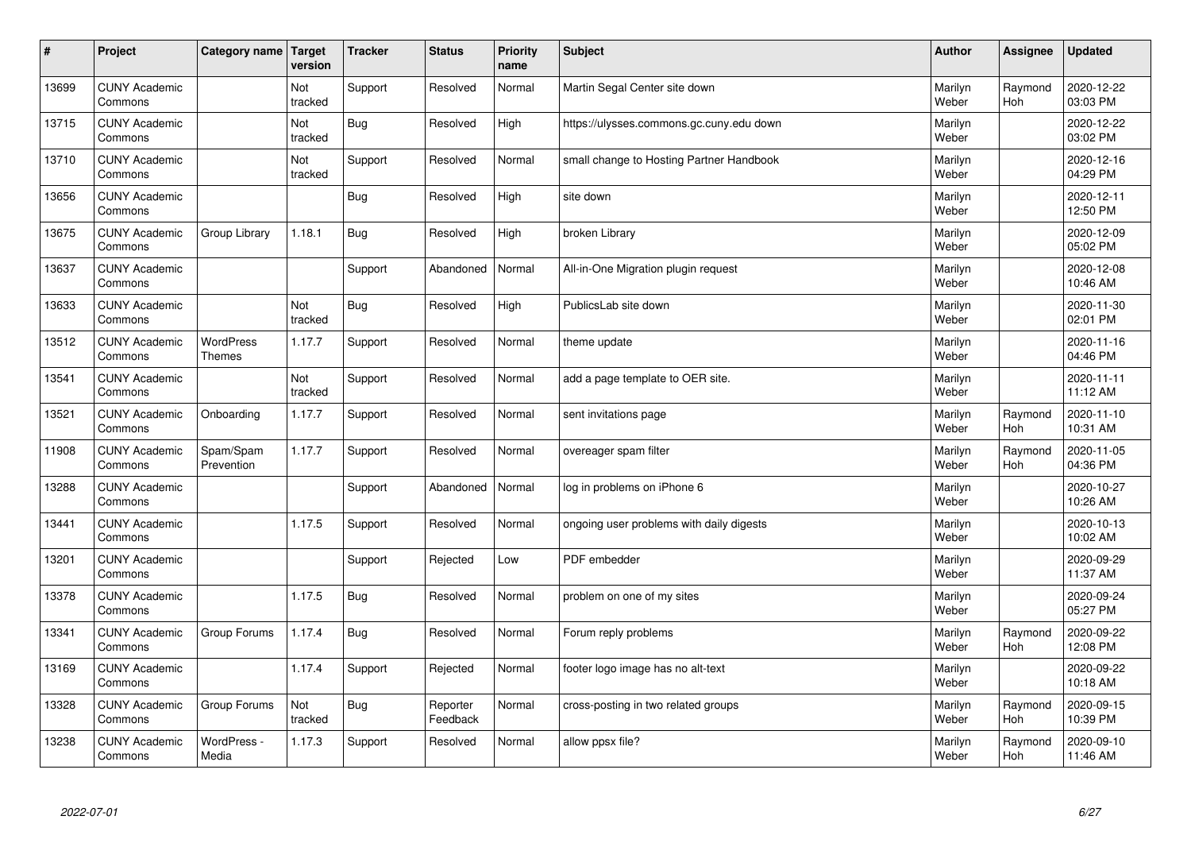| # | Project | Category name | Target version | Tracker | Status | Priority name | Subject | Author | Assignee | Updated |
|---|---|---|---|---|---|---|---|---|---|---|
| 13699 | CUNY Academic Commons | | Not tracked | Support | Resolved | Normal | Martin Segal Center site down | Marilyn Weber | Raymond Hoh | 2020-12-22 03:03 PM |
| 13715 | CUNY Academic Commons | | Not tracked | Bug | Resolved | High | https://ulysses.commons.gc.cuny.edu down | Marilyn Weber | | 2020-12-22 03:02 PM |
| 13710 | CUNY Academic Commons | | Not tracked | Support | Resolved | Normal | small change to Hosting Partner Handbook | Marilyn Weber | | 2020-12-16 04:29 PM |
| 13656 | CUNY Academic Commons | | | Bug | Resolved | High | site down | Marilyn Weber | | 2020-12-11 12:50 PM |
| 13675 | CUNY Academic Commons | Group Library | 1.18.1 | Bug | Resolved | High | broken Library | Marilyn Weber | | 2020-12-09 05:02 PM |
| 13637 | CUNY Academic Commons | | | Support | Abandoned | Normal | All-in-One Migration plugin request | Marilyn Weber | | 2020-12-08 10:46 AM |
| 13633 | CUNY Academic Commons | | Not tracked | Bug | Resolved | High | PublicsLab site down | Marilyn Weber | | 2020-11-30 02:01 PM |
| 13512 | CUNY Academic Commons | WordPress Themes | 1.17.7 | Support | Resolved | Normal | theme update | Marilyn Weber | | 2020-11-16 04:46 PM |
| 13541 | CUNY Academic Commons | | Not tracked | Support | Resolved | Normal | add a page template to OER site. | Marilyn Weber | | 2020-11-11 11:12 AM |
| 13521 | CUNY Academic Commons | Onboarding | 1.17.7 | Support | Resolved | Normal | sent invitations page | Marilyn Weber | Raymond Hoh | 2020-11-10 10:31 AM |
| 11908 | CUNY Academic Commons | Spam/Spam Prevention | 1.17.7 | Support | Resolved | Normal | overeager spam filter | Marilyn Weber | Raymond Hoh | 2020-11-05 04:36 PM |
| 13288 | CUNY Academic Commons | | | Support | Abandoned | Normal | log in problems on iPhone 6 | Marilyn Weber | | 2020-10-27 10:26 AM |
| 13441 | CUNY Academic Commons | | 1.17.5 | Support | Resolved | Normal | ongoing user problems with daily digests | Marilyn Weber | | 2020-10-13 10:02 AM |
| 13201 | CUNY Academic Commons | | | Support | Rejected | Low | PDF embedder | Marilyn Weber | | 2020-09-29 11:37 AM |
| 13378 | CUNY Academic Commons | | 1.17.5 | Bug | Resolved | Normal | problem on one of my sites | Marilyn Weber | | 2020-09-24 05:27 PM |
| 13341 | CUNY Academic Commons | Group Forums | 1.17.4 | Bug | Resolved | Normal | Forum reply problems | Marilyn Weber | Raymond Hoh | 2020-09-22 12:08 PM |
| 13169 | CUNY Academic Commons | | 1.17.4 | Support | Rejected | Normal | footer logo image has no alt-text | Marilyn Weber | | 2020-09-22 10:18 AM |
| 13328 | CUNY Academic Commons | Group Forums | Not tracked | Bug | Reporter Feedback | Normal | cross-posting in two related groups | Marilyn Weber | Raymond Hoh | 2020-09-15 10:39 PM |
| 13238 | CUNY Academic Commons | WordPress - Media | 1.17.3 | Support | Resolved | Normal | allow ppsx file? | Marilyn Weber | Raymond Hoh | 2020-09-10 11:46 AM |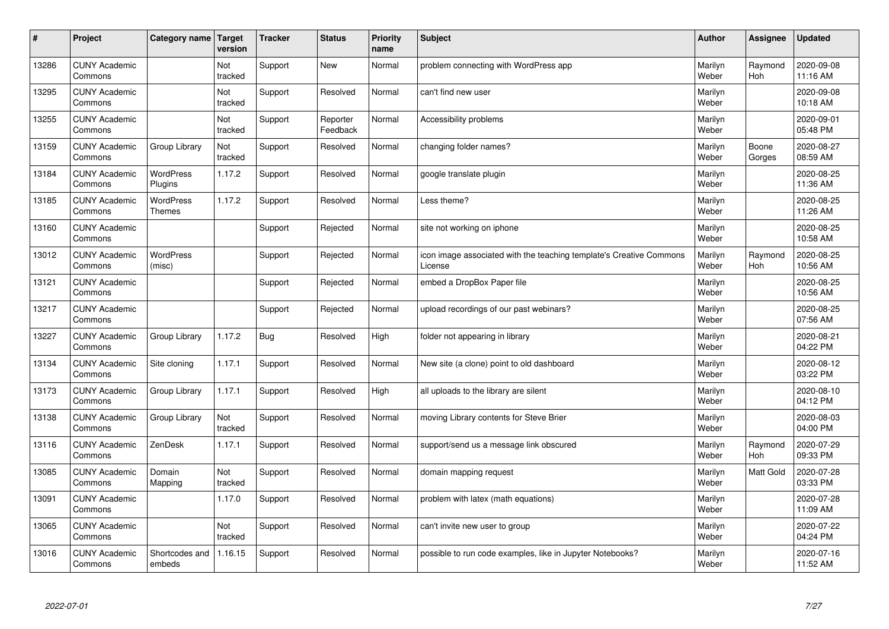| # | Project | Category name | Target version | Tracker | Status | Priority name | Subject | Author | Assignee | Updated |
|---|---|---|---|---|---|---|---|---|---|---|
| 13286 | CUNY Academic Commons | | Not tracked | Support | New | Normal | problem connecting with WordPress app | Marilyn Weber | Raymond Hoh | 2020-09-08 11:16 AM |
| 13295 | CUNY Academic Commons | | Not tracked | Support | Resolved | Normal | can't find new user | Marilyn Weber | | 2020-09-08 10:18 AM |
| 13255 | CUNY Academic Commons | | Not tracked | Support | Reporter Feedback | Normal | Accessibility problems | Marilyn Weber | | 2020-09-01 05:48 PM |
| 13159 | CUNY Academic Commons | Group Library | Not tracked | Support | Resolved | Normal | changing folder names? | Marilyn Weber | Boone Gorges | 2020-08-27 08:59 AM |
| 13184 | CUNY Academic Commons | WordPress Plugins | 1.17.2 | Support | Resolved | Normal | google translate plugin | Marilyn Weber | | 2020-08-25 11:36 AM |
| 13185 | CUNY Academic Commons | WordPress Themes | 1.17.2 | Support | Resolved | Normal | Less theme? | Marilyn Weber | | 2020-08-25 11:26 AM |
| 13160 | CUNY Academic Commons | | | Support | Rejected | Normal | site not working on iphone | Marilyn Weber | | 2020-08-25 10:58 AM |
| 13012 | CUNY Academic Commons | WordPress (misc) | | Support | Rejected | Normal | icon image associated with the teaching template's Creative Commons License | Marilyn Weber | Raymond Hoh | 2020-08-25 10:56 AM |
| 13121 | CUNY Academic Commons | | | Support | Rejected | Normal | embed a DropBox Paper file | Marilyn Weber | | 2020-08-25 10:56 AM |
| 13217 | CUNY Academic Commons | | | Support | Rejected | Normal | upload recordings of our past webinars? | Marilyn Weber | | 2020-08-25 07:56 AM |
| 13227 | CUNY Academic Commons | Group Library | 1.17.2 | Bug | Resolved | High | folder not appearing in library | Marilyn Weber | | 2020-08-21 04:22 PM |
| 13134 | CUNY Academic Commons | Site cloning | 1.17.1 | Support | Resolved | Normal | New site (a clone) point to old dashboard | Marilyn Weber | | 2020-08-12 03:22 PM |
| 13173 | CUNY Academic Commons | Group Library | 1.17.1 | Support | Resolved | High | all uploads to the library are silent | Marilyn Weber | | 2020-08-10 04:12 PM |
| 13138 | CUNY Academic Commons | Group Library | Not tracked | Support | Resolved | Normal | moving Library contents for Steve Brier | Marilyn Weber | | 2020-08-03 04:00 PM |
| 13116 | CUNY Academic Commons | ZenDesk | 1.17.1 | Support | Resolved | Normal | support/send us a message link obscured | Marilyn Weber | Raymond Hoh | 2020-07-29 09:33 PM |
| 13085 | CUNY Academic Commons | Domain Mapping | Not tracked | Support | Resolved | Normal | domain mapping request | Marilyn Weber | Matt Gold | 2020-07-28 03:33 PM |
| 13091 | CUNY Academic Commons | | 1.17.0 | Support | Resolved | Normal | problem with latex (math equations) | Marilyn Weber | | 2020-07-28 11:09 AM |
| 13065 | CUNY Academic Commons | | Not tracked | Support | Resolved | Normal | can't invite new user to group | Marilyn Weber | | 2020-07-22 04:24 PM |
| 13016 | CUNY Academic Commons | Shortcodes and embeds | 1.16.15 | Support | Resolved | Normal | possible to run code examples, like in Jupyter Notebooks? | Marilyn Weber | | 2020-07-16 11:52 AM |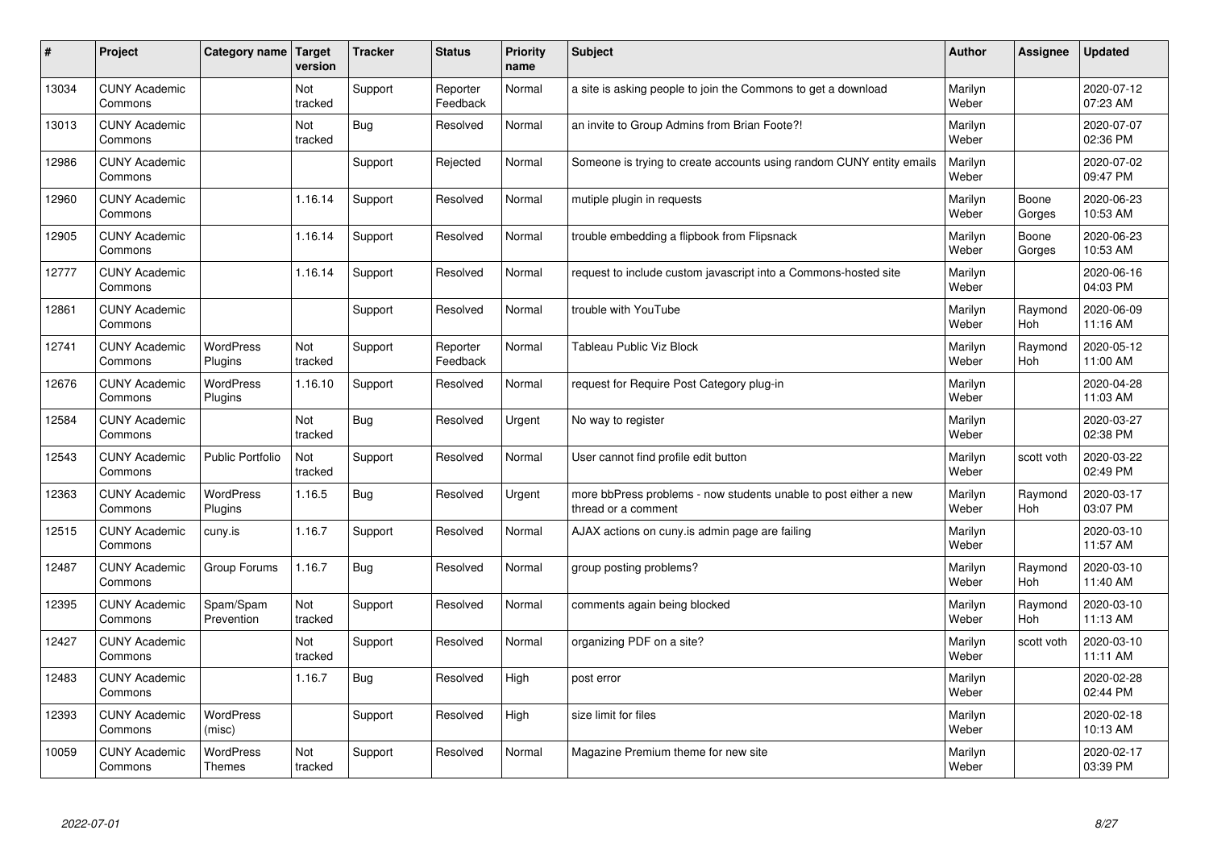| # | Project | Category name | Target version | Tracker | Status | Priority name | Subject | Author | Assignee | Updated |
|---|---|---|---|---|---|---|---|---|---|---|
| 13034 | CUNY Academic Commons | | Not tracked | Support | Reporter Feedback | Normal | a site is asking people to join the Commons to get a download | Marilyn Weber | | 2020-07-12 07:23 AM |
| 13013 | CUNY Academic Commons | | Not tracked | Bug | Resolved | Normal | an invite to Group Admins from Brian Foote?! | Marilyn Weber | | 2020-07-07 02:36 PM |
| 12986 | CUNY Academic Commons | | | Support | Rejected | Normal | Someone is trying to create accounts using random CUNY entity emails | Marilyn Weber | | 2020-07-02 09:47 PM |
| 12960 | CUNY Academic Commons | | 1.16.14 | Support | Resolved | Normal | mutiple plugin in requests | Marilyn Weber | Boone Gorges | 2020-06-23 10:53 AM |
| 12905 | CUNY Academic Commons | | 1.16.14 | Support | Resolved | Normal | trouble embedding a flipbook from Flipsnack | Marilyn Weber | Boone Gorges | 2020-06-23 10:53 AM |
| 12777 | CUNY Academic Commons | | 1.16.14 | Support | Resolved | Normal | request to include custom javascript into a Commons-hosted site | Marilyn Weber | | 2020-06-16 04:03 PM |
| 12861 | CUNY Academic Commons | | | Support | Resolved | Normal | trouble with YouTube | Marilyn Weber | Raymond Hoh | 2020-06-09 11:16 AM |
| 12741 | CUNY Academic Commons | WordPress Plugins | Not tracked | Support | Reporter Feedback | Normal | Tableau Public Viz Block | Marilyn Weber | Raymond Hoh | 2020-05-12 11:00 AM |
| 12676 | CUNY Academic Commons | WordPress Plugins | 1.16.10 | Support | Resolved | Normal | request for Require Post Category plug-in | Marilyn Weber | | 2020-04-28 11:03 AM |
| 12584 | CUNY Academic Commons | | Not tracked | Bug | Resolved | Urgent | No way to register | Marilyn Weber | | 2020-03-27 02:38 PM |
| 12543 | CUNY Academic Commons | Public Portfolio | Not tracked | Support | Resolved | Normal | User cannot find profile edit button | Marilyn Weber | scott voth | 2020-03-22 02:49 PM |
| 12363 | CUNY Academic Commons | WordPress Plugins | 1.16.5 | Bug | Resolved | Urgent | more bbPress problems - now students unable to post either a new thread or a comment | Marilyn Weber | Raymond Hoh | 2020-03-17 03:07 PM |
| 12515 | CUNY Academic Commons | cuny.is | 1.16.7 | Support | Resolved | Normal | AJAX actions on cuny.is admin page are failing | Marilyn Weber | | 2020-03-10 11:57 AM |
| 12487 | CUNY Academic Commons | Group Forums | 1.16.7 | Bug | Resolved | Normal | group posting problems? | Marilyn Weber | Raymond Hoh | 2020-03-10 11:40 AM |
| 12395 | CUNY Academic Commons | Spam/Spam Prevention | Not tracked | Support | Resolved | Normal | comments again being blocked | Marilyn Weber | Raymond Hoh | 2020-03-10 11:13 AM |
| 12427 | CUNY Academic Commons | | Not tracked | Support | Resolved | Normal | organizing PDF on a site? | Marilyn Weber | scott voth | 2020-03-10 11:11 AM |
| 12483 | CUNY Academic Commons | | 1.16.7 | Bug | Resolved | High | post error | Marilyn Weber | | 2020-02-28 02:44 PM |
| 12393 | CUNY Academic Commons | WordPress (misc) | | Support | Resolved | High | size limit for files | Marilyn Weber | | 2020-02-18 10:13 AM |
| 10059 | CUNY Academic Commons | WordPress Themes | Not tracked | Support | Resolved | Normal | Magazine Premium theme for new site | Marilyn Weber | | 2020-02-17 03:39 PM |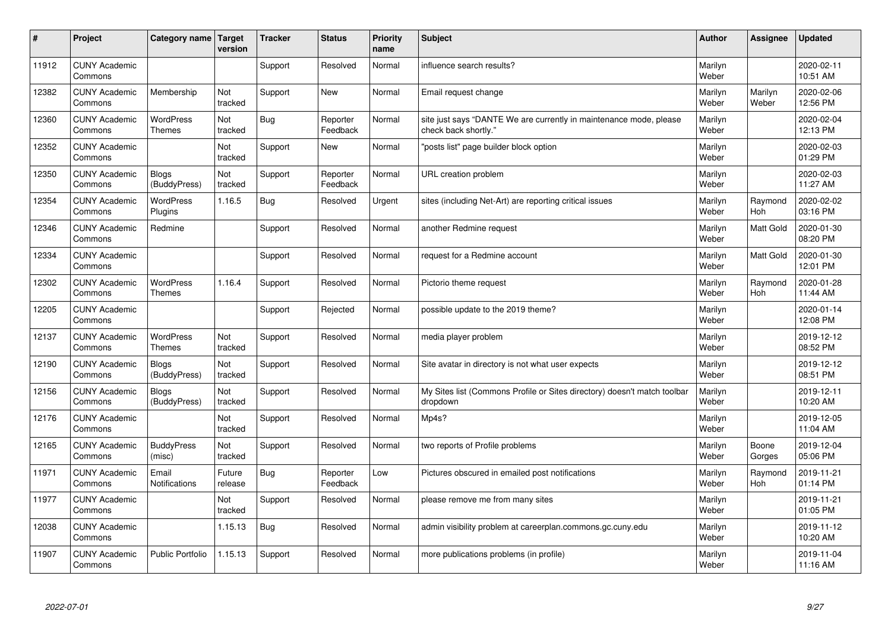| # | Project | Category name | Target version | Tracker | Status | Priority name | Subject | Author | Assignee | Updated |
|---|---|---|---|---|---|---|---|---|---|---|
| 11912 | CUNY Academic Commons | | | Support | Resolved | Normal | influence search results? | Marilyn Weber | | 2020-02-11 10:51 AM |
| 12382 | CUNY Academic Commons | Membership | Not tracked | Support | New | Normal | Email request change | Marilyn Weber | Marilyn Weber | 2020-02-06 12:56 PM |
| 12360 | CUNY Academic Commons | WordPress Themes | Not tracked | Bug | Reporter Feedback | Normal | site just says "DANTE We are currently in maintenance mode, please check back shortly." | Marilyn Weber | | 2020-02-04 12:13 PM |
| 12352 | CUNY Academic Commons | | Not tracked | Support | New | Normal | "posts list" page builder block option | Marilyn Weber | | 2020-02-03 01:29 PM |
| 12350 | CUNY Academic Commons | Blogs (BuddyPress) | Not tracked | Support | Reporter Feedback | Normal | URL creation problem | Marilyn Weber | | 2020-02-03 11:27 AM |
| 12354 | CUNY Academic Commons | WordPress Plugins | 1.16.5 | Bug | Resolved | Urgent | sites (including Net-Art) are reporting critical issues | Marilyn Weber | Raymond Hoh | 2020-02-02 03:16 PM |
| 12346 | CUNY Academic Commons | Redmine | | Support | Resolved | Normal | another Redmine request | Marilyn Weber | Matt Gold | 2020-01-30 08:20 PM |
| 12334 | CUNY Academic Commons | | | Support | Resolved | Normal | request for a Redmine account | Marilyn Weber | Matt Gold | 2020-01-30 12:01 PM |
| 12302 | CUNY Academic Commons | WordPress Themes | 1.16.4 | Support | Resolved | Normal | Pictorio theme request | Marilyn Weber | Raymond Hoh | 2020-01-28 11:44 AM |
| 12205 | CUNY Academic Commons | | | Support | Rejected | Normal | possible update to the 2019 theme? | Marilyn Weber | | 2020-01-14 12:08 PM |
| 12137 | CUNY Academic Commons | WordPress Themes | Not tracked | Support | Resolved | Normal | media player problem | Marilyn Weber | | 2019-12-12 08:52 PM |
| 12190 | CUNY Academic Commons | Blogs (BuddyPress) | Not tracked | Support | Resolved | Normal | Site avatar in directory is not what user expects | Marilyn Weber | | 2019-12-12 08:51 PM |
| 12156 | CUNY Academic Commons | Blogs (BuddyPress) | Not tracked | Support | Resolved | Normal | My Sites list (Commons Profile or Sites directory) doesn't match toolbar dropdown | Marilyn Weber | | 2019-12-11 10:20 AM |
| 12176 | CUNY Academic Commons | | Not tracked | Support | Resolved | Normal | Mp4s? | Marilyn Weber | | 2019-12-05 11:04 AM |
| 12165 | CUNY Academic Commons | BuddyPress (misc) | Not tracked | Support | Resolved | Normal | two reports of Profile problems | Marilyn Weber | Boone Gorges | 2019-12-04 05:06 PM |
| 11971 | CUNY Academic Commons | Email Notifications | Future release | Bug | Reporter Feedback | Low | Pictures obscured in emailed post notifications | Marilyn Weber | Raymond Hoh | 2019-11-21 01:14 PM |
| 11977 | CUNY Academic Commons | | Not tracked | Support | Resolved | Normal | please remove me from many sites | Marilyn Weber | | 2019-11-21 01:05 PM |
| 12038 | CUNY Academic Commons | | 1.15.13 | Bug | Resolved | Normal | admin visibility problem at careerplan.commons.gc.cuny.edu | Marilyn Weber | | 2019-11-12 10:20 AM |
| 11907 | CUNY Academic Commons | Public Portfolio | 1.15.13 | Support | Resolved | Normal | more publications problems (in profile) | Marilyn Weber | | 2019-11-04 11:16 AM |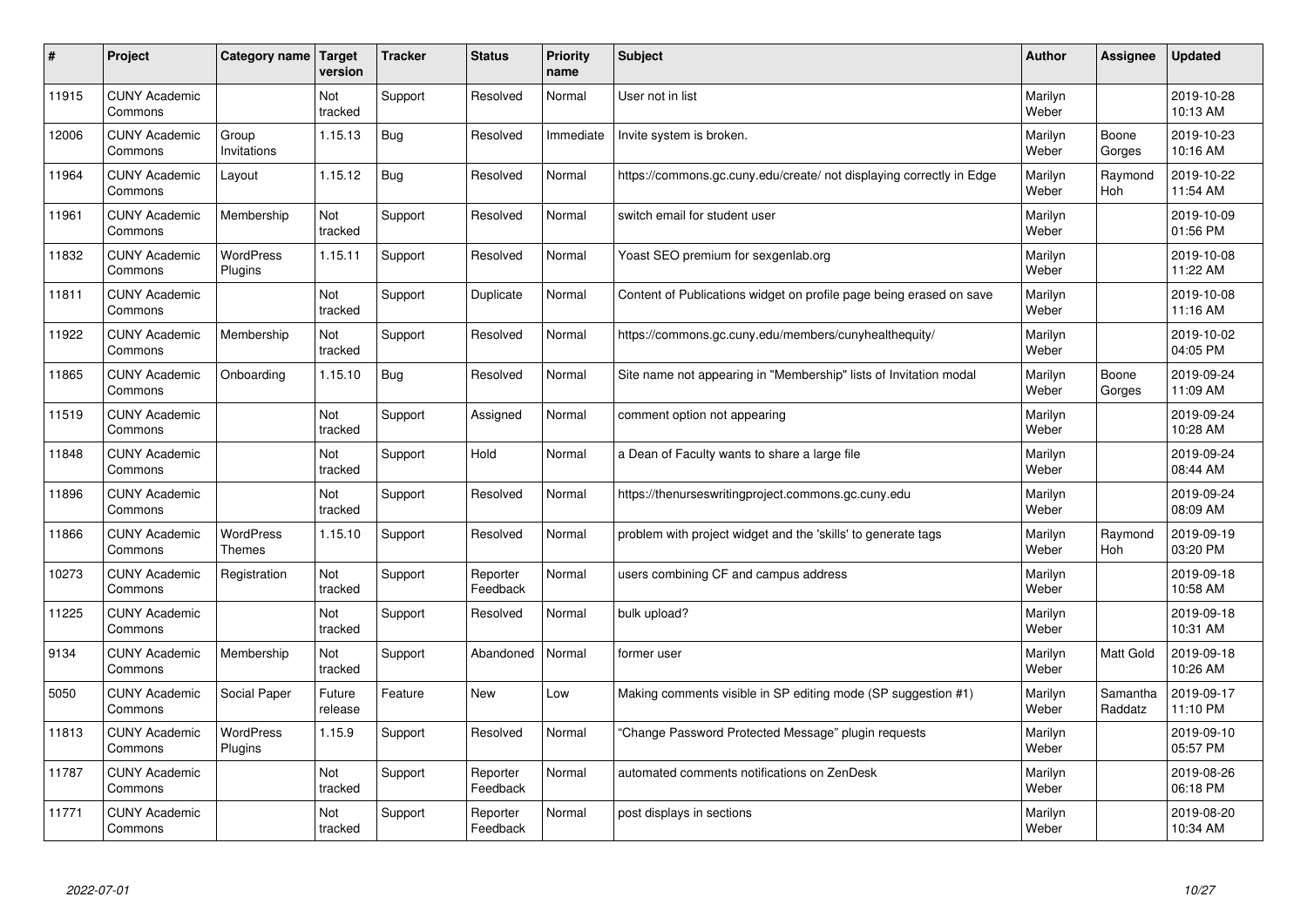| # | Project | Category name | Target version | Tracker | Status | Priority name | Subject | Author | Assignee | Updated |
|---|---|---|---|---|---|---|---|---|---|---|
| 11915 | CUNY Academic Commons | | Not tracked | Support | Resolved | Normal | User not in list | Marilyn Weber | | 2019-10-28 10:13 AM |
| 12006 | CUNY Academic Commons | Group Invitations | 1.15.13 | Bug | Resolved | Immediate | Invite system is broken. | Marilyn Weber | Boone Gorges | 2019-10-23 10:16 AM |
| 11964 | CUNY Academic Commons | Layout | 1.15.12 | Bug | Resolved | Normal | https://commons.gc.cuny.edu/create/ not displaying correctly in Edge | Marilyn Weber | Raymond Hoh | 2019-10-22 11:54 AM |
| 11961 | CUNY Academic Commons | Membership | Not tracked | Support | Resolved | Normal | switch email for student user | Marilyn Weber | | 2019-10-09 01:56 PM |
| 11832 | CUNY Academic Commons | WordPress Plugins | 1.15.11 | Support | Resolved | Normal | Yoast SEO premium for sexgenlab.org | Marilyn Weber | | 2019-10-08 11:22 AM |
| 11811 | CUNY Academic Commons | | Not tracked | Support | Duplicate | Normal | Content of Publications widget on profile page being erased on save | Marilyn Weber | | 2019-10-08 11:16 AM |
| 11922 | CUNY Academic Commons | Membership | Not tracked | Support | Resolved | Normal | https://commons.gc.cuny.edu/members/cunyhealthequity/ | Marilyn Weber | | 2019-10-02 04:05 PM |
| 11865 | CUNY Academic Commons | Onboarding | 1.15.10 | Bug | Resolved | Normal | Site name not appearing in "Membership" lists of Invitation modal | Marilyn Weber | Boone Gorges | 2019-09-24 11:09 AM |
| 11519 | CUNY Academic Commons | | Not tracked | Support | Assigned | Normal | comment option not appearing | Marilyn Weber | | 2019-09-24 10:28 AM |
| 11848 | CUNY Academic Commons | | Not tracked | Support | Hold | Normal | a Dean of Faculty wants to share a large file | Marilyn Weber | | 2019-09-24 08:44 AM |
| 11896 | CUNY Academic Commons | | Not tracked | Support | Resolved | Normal | https://thenurseswritingproject.commons.gc.cuny.edu | Marilyn Weber | | 2019-09-24 08:09 AM |
| 11866 | CUNY Academic Commons | WordPress Themes | 1.15.10 | Support | Resolved | Normal | problem with project widget and the 'skills' to generate tags | Marilyn Weber | Raymond Hoh | 2019-09-19 03:20 PM |
| 10273 | CUNY Academic Commons | Registration | Not tracked | Support | Reporter Feedback | Normal | users combining CF and campus address | Marilyn Weber | | 2019-09-18 10:58 AM |
| 11225 | CUNY Academic Commons | | Not tracked | Support | Resolved | Normal | bulk upload? | Marilyn Weber | | 2019-09-18 10:31 AM |
| 9134 | CUNY Academic Commons | Membership | Not tracked | Support | Abandoned | Normal | former user | Marilyn Weber | Matt Gold | 2019-09-18 10:26 AM |
| 5050 | CUNY Academic Commons | Social Paper | Future release | Feature | New | Low | Making comments visible in SP editing mode (SP suggestion #1) | Marilyn Weber | Samantha Raddatz | 2019-09-17 11:10 PM |
| 11813 | CUNY Academic Commons | WordPress Plugins | 1.15.9 | Support | Resolved | Normal | "Change Password Protected Message" plugin requests | Marilyn Weber | | 2019-09-10 05:57 PM |
| 11787 | CUNY Academic Commons | | Not tracked | Support | Reporter Feedback | Normal | automated comments notifications on ZenDesk | Marilyn Weber | | 2019-08-26 06:18 PM |
| 11771 | CUNY Academic Commons | | Not tracked | Support | Reporter Feedback | Normal | post displays in sections | Marilyn Weber | | 2019-08-20 10:34 AM |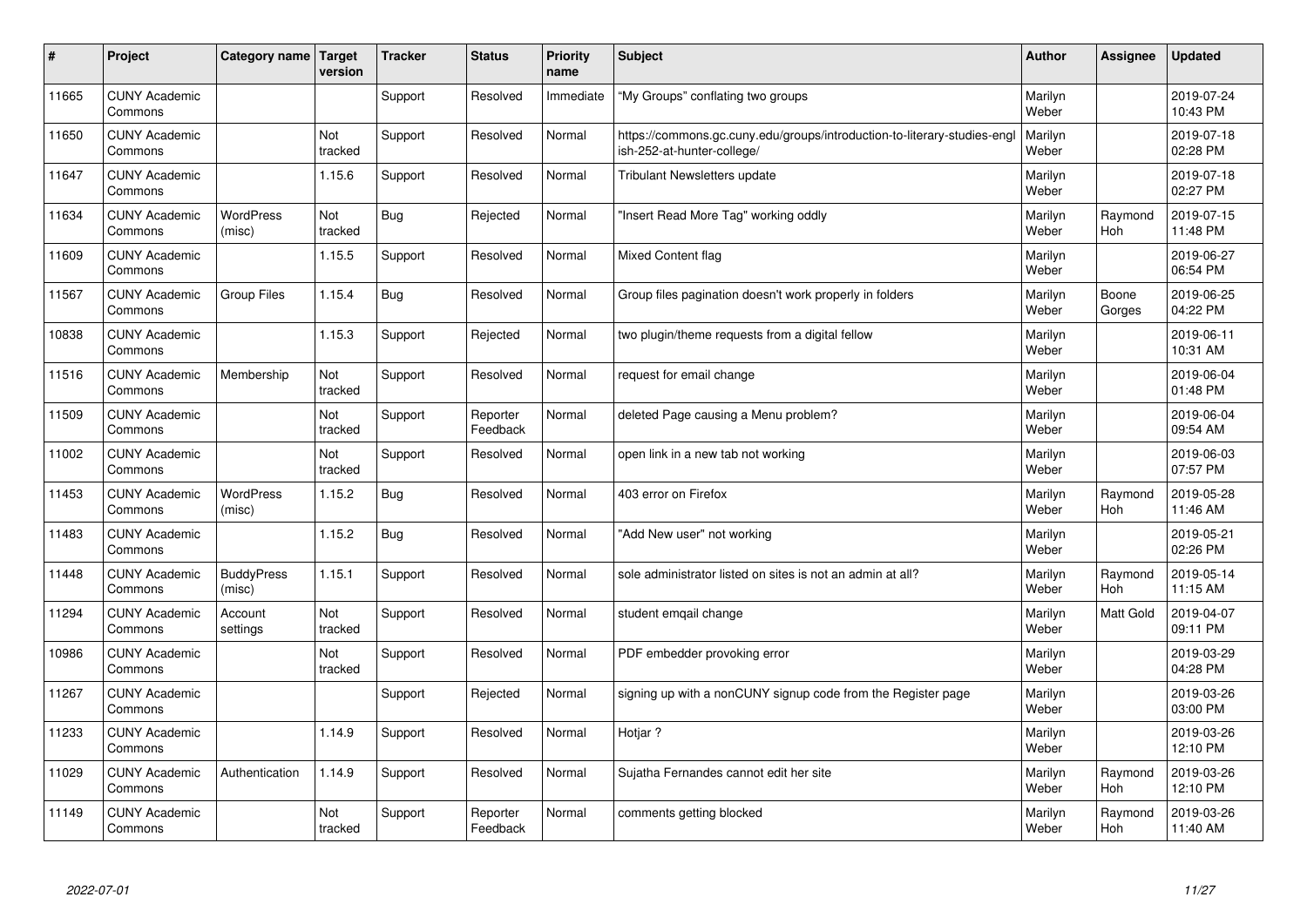| # | Project | Category name | Target version | Tracker | Status | Priority name | Subject | Author | Assignee | Updated |
|---|---|---|---|---|---|---|---|---|---|---|
| 11665 | CUNY Academic Commons | | | Support | Resolved | Immediate | "My Groups" conflating two groups | Marilyn Weber | | 2019-07-24 10:43 PM |
| 11650 | CUNY Academic Commons | | Not tracked | Support | Resolved | Normal | https://commons.gc.cuny.edu/groups/introduction-to-literary-studies-english-252-at-hunter-college/ | Marilyn Weber | | 2019-07-18 02:28 PM |
| 11647 | CUNY Academic Commons | | 1.15.6 | Support | Resolved | Normal | Tribulant Newsletters update | Marilyn Weber | | 2019-07-18 02:27 PM |
| 11634 | CUNY Academic Commons | WordPress (misc) | Not tracked | Bug | Rejected | Normal | "Insert Read More Tag" working oddly | Marilyn Weber | Raymond Hoh | 2019-07-15 11:48 PM |
| 11609 | CUNY Academic Commons | | 1.15.5 | Support | Resolved | Normal | Mixed Content flag | Marilyn Weber | | 2019-06-27 06:54 PM |
| 11567 | CUNY Academic Commons | Group Files | 1.15.4 | Bug | Resolved | Normal | Group files pagination doesn't work properly in folders | Marilyn Weber | Boone Gorges | 2019-06-25 04:22 PM |
| 10838 | CUNY Academic Commons | | 1.15.3 | Support | Rejected | Normal | two plugin/theme requests from a digital fellow | Marilyn Weber | | 2019-06-11 10:31 AM |
| 11516 | CUNY Academic Commons | Membership | Not tracked | Support | Resolved | Normal | request for email change | Marilyn Weber | | 2019-06-04 01:48 PM |
| 11509 | CUNY Academic Commons | | Not tracked | Support | Reporter Feedback | Normal | deleted Page causing a Menu problem? | Marilyn Weber | | 2019-06-04 09:54 AM |
| 11002 | CUNY Academic Commons | | Not tracked | Support | Resolved | Normal | open link in a new tab not working | Marilyn Weber | | 2019-06-03 07:57 PM |
| 11453 | CUNY Academic Commons | WordPress (misc) | 1.15.2 | Bug | Resolved | Normal | 403 error on Firefox | Marilyn Weber | Raymond Hoh | 2019-05-28 11:46 AM |
| 11483 | CUNY Academic Commons | | 1.15.2 | Bug | Resolved | Normal | "Add New user" not working | Marilyn Weber | | 2019-05-21 02:26 PM |
| 11448 | CUNY Academic Commons | BuddyPress (misc) | 1.15.1 | Support | Resolved | Normal | sole administrator listed on sites is not an admin at all? | Marilyn Weber | Raymond Hoh | 2019-05-14 11:15 AM |
| 11294 | CUNY Academic Commons | Account settings | Not tracked | Support | Resolved | Normal | student emqail change | Marilyn Weber | Matt Gold | 2019-04-07 09:11 PM |
| 10986 | CUNY Academic Commons | | Not tracked | Support | Resolved | Normal | PDF embedder provoking error | Marilyn Weber | | 2019-03-29 04:28 PM |
| 11267 | CUNY Academic Commons | | | Support | Rejected | Normal | signing up with a nonCUNY signup code from the Register page | Marilyn Weber | | 2019-03-26 03:00 PM |
| 11233 | CUNY Academic Commons | | 1.14.9 | Support | Resolved | Normal | Hotjar ? | Marilyn Weber | | 2019-03-26 12:10 PM |
| 11029 | CUNY Academic Commons | Authentication | 1.14.9 | Support | Resolved | Normal | Sujatha Fernandes cannot edit her site | Marilyn Weber | Raymond Hoh | 2019-03-26 12:10 PM |
| 11149 | CUNY Academic Commons | | Not tracked | Support | Reporter Feedback | Normal | comments getting blocked | Marilyn Weber | Raymond Hoh | 2019-03-26 11:40 AM |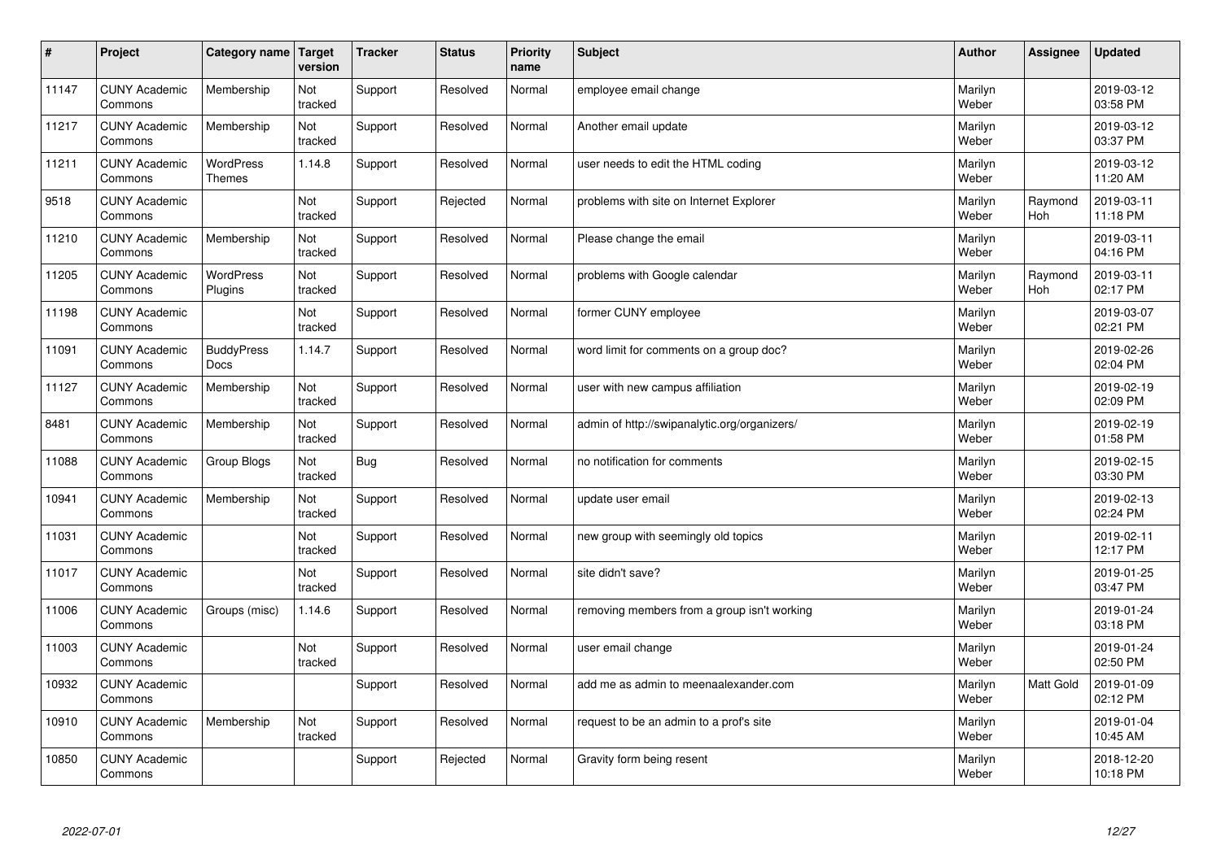| # | Project | Category name | Target version | Tracker | Status | Priority name | Subject | Author | Assignee | Updated |
|---|---|---|---|---|---|---|---|---|---|---|
| 11147 | CUNY Academic Commons | Membership | Not tracked | Support | Resolved | Normal | employee email change | Marilyn Weber | | 2019-03-12 03:58 PM |
| 11217 | CUNY Academic Commons | Membership | Not tracked | Support | Resolved | Normal | Another email update | Marilyn Weber | | 2019-03-12 03:37 PM |
| 11211 | CUNY Academic Commons | WordPress Themes | 1.14.8 | Support | Resolved | Normal | user needs to edit the HTML coding | Marilyn Weber | | 2019-03-12 11:20 AM |
| 9518 | CUNY Academic Commons | | Not tracked | Support | Rejected | Normal | problems with site on Internet Explorer | Marilyn Weber | Raymond Hoh | 2019-03-11 11:18 PM |
| 11210 | CUNY Academic Commons | Membership | Not tracked | Support | Resolved | Normal | Please change the email | Marilyn Weber | | 2019-03-11 04:16 PM |
| 11205 | CUNY Academic Commons | WordPress Plugins | Not tracked | Support | Resolved | Normal | problems with Google calendar | Marilyn Weber | Raymond Hoh | 2019-03-11 02:17 PM |
| 11198 | CUNY Academic Commons | | Not tracked | Support | Resolved | Normal | former CUNY employee | Marilyn Weber | | 2019-03-07 02:21 PM |
| 11091 | CUNY Academic Commons | BuddyPress Docs | 1.14.7 | Support | Resolved | Normal | word limit for comments on a group doc? | Marilyn Weber | | 2019-02-26 02:04 PM |
| 11127 | CUNY Academic Commons | Membership | Not tracked | Support | Resolved | Normal | user with new campus affiliation | Marilyn Weber | | 2019-02-19 02:09 PM |
| 8481 | CUNY Academic Commons | Membership | Not tracked | Support | Resolved | Normal | admin of http://swipanalytic.org/organizers/ | Marilyn Weber | | 2019-02-19 01:58 PM |
| 11088 | CUNY Academic Commons | Group Blogs | Not tracked | Bug | Resolved | Normal | no notification for comments | Marilyn Weber | | 2019-02-15 03:30 PM |
| 10941 | CUNY Academic Commons | Membership | Not tracked | Support | Resolved | Normal | update user email | Marilyn Weber | | 2019-02-13 02:24 PM |
| 11031 | CUNY Academic Commons | | Not tracked | Support | Resolved | Normal | new group with seemingly old topics | Marilyn Weber | | 2019-02-11 12:17 PM |
| 11017 | CUNY Academic Commons | | Not tracked | Support | Resolved | Normal | site didn't save? | Marilyn Weber | | 2019-01-25 03:47 PM |
| 11006 | CUNY Academic Commons | Groups (misc) | 1.14.6 | Support | Resolved | Normal | removing members from a group isn't working | Marilyn Weber | | 2019-01-24 03:18 PM |
| 11003 | CUNY Academic Commons | | Not tracked | Support | Resolved | Normal | user email change | Marilyn Weber | | 2019-01-24 02:50 PM |
| 10932 | CUNY Academic Commons | | | Support | Resolved | Normal | add me as admin to meenaalexander.com | Marilyn Weber | Matt Gold | 2019-01-09 02:12 PM |
| 10910 | CUNY Academic Commons | Membership | Not tracked | Support | Resolved | Normal | request to be an admin to a prof's site | Marilyn Weber | | 2019-01-04 10:45 AM |
| 10850 | CUNY Academic Commons | | | Support | Rejected | Normal | Gravity form being resent | Marilyn Weber | | 2018-12-20 10:18 PM |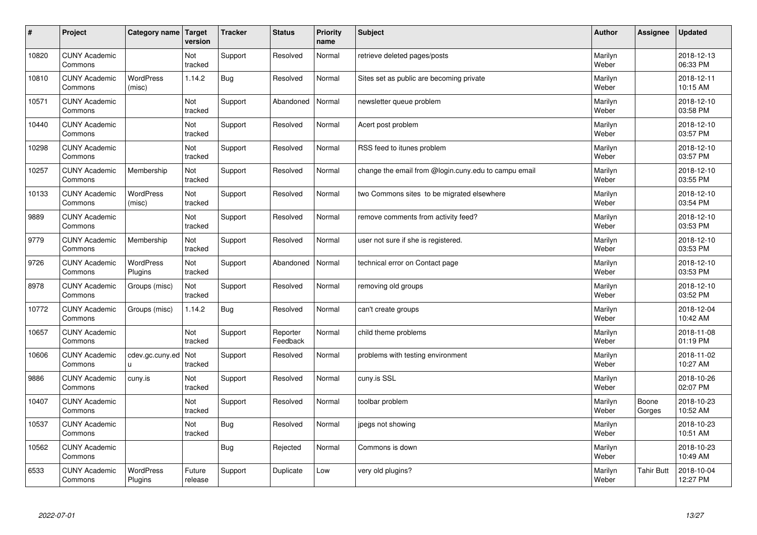| # | Project | Category name | Target version | Tracker | Status | Priority name | Subject | Author | Assignee | Updated |
|---|---|---|---|---|---|---|---|---|---|---|
| 10820 | CUNY Academic Commons | | Not tracked | Support | Resolved | Normal | retrieve deleted pages/posts | Marilyn Weber | | 2018-12-13 06:33 PM |
| 10810 | CUNY Academic Commons | WordPress (misc) | 1.14.2 | Bug | Resolved | Normal | Sites set as public are becoming private | Marilyn Weber | | 2018-12-11 10:15 AM |
| 10571 | CUNY Academic Commons | | Not tracked | Support | Abandoned | Normal | newsletter queue problem | Marilyn Weber | | 2018-12-10 03:58 PM |
| 10440 | CUNY Academic Commons | | Not tracked | Support | Resolved | Normal | Acert post problem | Marilyn Weber | | 2018-12-10 03:57 PM |
| 10298 | CUNY Academic Commons | | Not tracked | Support | Resolved | Normal | RSS feed to itunes problem | Marilyn Weber | | 2018-12-10 03:57 PM |
| 10257 | CUNY Academic Commons | Membership | Not tracked | Support | Resolved | Normal | change the email from @login.cuny.edu to campu email | Marilyn Weber | | 2018-12-10 03:55 PM |
| 10133 | CUNY Academic Commons | WordPress (misc) | Not tracked | Support | Resolved | Normal | two Commons sites to be migrated elsewhere | Marilyn Weber | | 2018-12-10 03:54 PM |
| 9889 | CUNY Academic Commons | | Not tracked | Support | Resolved | Normal | remove comments from activity feed? | Marilyn Weber | | 2018-12-10 03:53 PM |
| 9779 | CUNY Academic Commons | Membership | Not tracked | Support | Resolved | Normal | user not sure if she is registered. | Marilyn Weber | | 2018-12-10 03:53 PM |
| 9726 | CUNY Academic Commons | WordPress Plugins | Not tracked | Support | Abandoned | Normal | technical error on Contact page | Marilyn Weber | | 2018-12-10 03:53 PM |
| 8978 | CUNY Academic Commons | Groups (misc) | Not tracked | Support | Resolved | Normal | removing old groups | Marilyn Weber | | 2018-12-10 03:52 PM |
| 10772 | CUNY Academic Commons | Groups (misc) | 1.14.2 | Bug | Resolved | Normal | can't create groups | Marilyn Weber | | 2018-12-04 10:42 AM |
| 10657 | CUNY Academic Commons | | Not tracked | Support | Reporter Feedback | Normal | child theme problems | Marilyn Weber | | 2018-11-08 01:19 PM |
| 10606 | CUNY Academic Commons | cdev.gc.cuny.edu | Not tracked | Support | Resolved | Normal | problems with testing environment | Marilyn Weber | | 2018-11-02 10:27 AM |
| 9886 | CUNY Academic Commons | cuny.is | Not tracked | Support | Resolved | Normal | cuny.is SSL | Marilyn Weber | | 2018-10-26 02:07 PM |
| 10407 | CUNY Academic Commons | | Not tracked | Support | Resolved | Normal | toolbar problem | Marilyn Weber | Boone Gorges | 2018-10-23 10:52 AM |
| 10537 | CUNY Academic Commons | | Not tracked | Bug | Resolved | Normal | jpegs not showing | Marilyn Weber | | 2018-10-23 10:51 AM |
| 10562 | CUNY Academic Commons | | | Bug | Rejected | Normal | Commons is down | Marilyn Weber | | 2018-10-23 10:49 AM |
| 6533 | CUNY Academic Commons | WordPress Plugins | Future release | Support | Duplicate | Low | very old plugins? | Marilyn Weber | Tahir Butt | 2018-10-04 12:27 PM |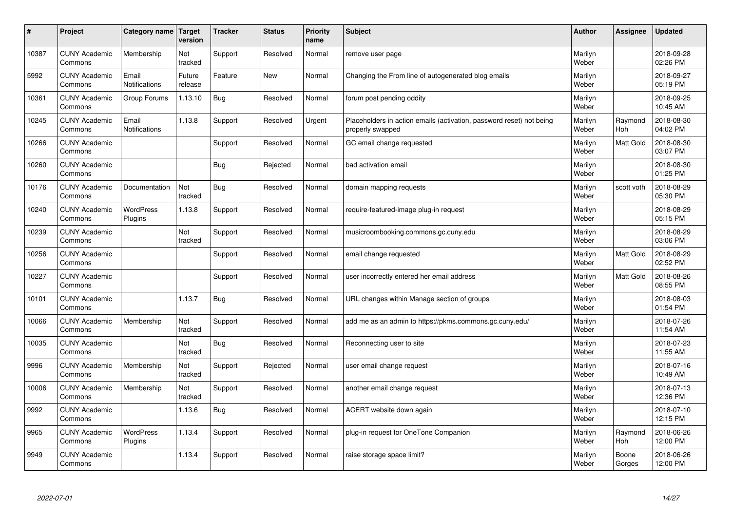| # | Project | Category name | Target version | Tracker | Status | Priority name | Subject | Author | Assignee | Updated |
|---|---|---|---|---|---|---|---|---|---|---|
| 10387 | CUNY Academic Commons | Membership | Not tracked | Support | Resolved | Normal | remove user page | Marilyn Weber | | 2018-09-28 02:26 PM |
| 5992 | CUNY Academic Commons | Email Notifications | Future release | Feature | New | Normal | Changing the From line of autogenerated blog emails | Marilyn Weber | | 2018-09-27 05:19 PM |
| 10361 | CUNY Academic Commons | Group Forums | 1.13.10 | Bug | Resolved | Normal | forum post pending oddity | Marilyn Weber | | 2018-09-25 10:45 AM |
| 10245 | CUNY Academic Commons | Email Notifications | 1.13.8 | Support | Resolved | Urgent | Placeholders in action emails (activation, password reset) not being properly swapped | Marilyn Weber | Raymond Hoh | 2018-08-30 04:02 PM |
| 10266 | CUNY Academic Commons | | | Support | Resolved | Normal | GC email change requested | Marilyn Weber | Matt Gold | 2018-08-30 03:07 PM |
| 10260 | CUNY Academic Commons | | | Bug | Rejected | Normal | bad activation email | Marilyn Weber | | 2018-08-30 01:25 PM |
| 10176 | CUNY Academic Commons | Documentation | Not tracked | Bug | Resolved | Normal | domain mapping requests | Marilyn Weber | scott voth | 2018-08-29 05:30 PM |
| 10240 | CUNY Academic Commons | WordPress Plugins | 1.13.8 | Support | Resolved | Normal | require-featured-image plug-in request | Marilyn Weber | | 2018-08-29 05:15 PM |
| 10239 | CUNY Academic Commons | | Not tracked | Support | Resolved | Normal | musicroombooking.commons.gc.cuny.edu | Marilyn Weber | | 2018-08-29 03:06 PM |
| 10256 | CUNY Academic Commons | | | Support | Resolved | Normal | email change requested | Marilyn Weber | Matt Gold | 2018-08-29 02:52 PM |
| 10227 | CUNY Academic Commons | | | Support | Resolved | Normal | user incorrectly entered her email address | Marilyn Weber | Matt Gold | 2018-08-26 08:55 PM |
| 10101 | CUNY Academic Commons | | 1.13.7 | Bug | Resolved | Normal | URL changes within Manage section of groups | Marilyn Weber | | 2018-08-03 01:54 PM |
| 10066 | CUNY Academic Commons | Membership | Not tracked | Support | Resolved | Normal | add me as an admin to https://pkms.commons.gc.cuny.edu/ | Marilyn Weber | | 2018-07-26 11:54 AM |
| 10035 | CUNY Academic Commons | | Not tracked | Bug | Resolved | Normal | Reconnecting user to site | Marilyn Weber | | 2018-07-23 11:55 AM |
| 9996 | CUNY Academic Commons | Membership | Not tracked | Support | Rejected | Normal | user email change request | Marilyn Weber | | 2018-07-16 10:49 AM |
| 10006 | CUNY Academic Commons | Membership | Not tracked | Support | Resolved | Normal | another email change request | Marilyn Weber | | 2018-07-13 12:36 PM |
| 9992 | CUNY Academic Commons | | 1.13.6 | Bug | Resolved | Normal | ACERT website down again | Marilyn Weber | | 2018-07-10 12:15 PM |
| 9965 | CUNY Academic Commons | WordPress Plugins | 1.13.4 | Support | Resolved | Normal | plug-in request for OneTone Companion | Marilyn Weber | Raymond Hoh | 2018-06-26 12:00 PM |
| 9949 | CUNY Academic Commons | | 1.13.4 | Support | Resolved | Normal | raise storage space limit? | Marilyn Weber | Boone Gorges | 2018-06-26 12:00 PM |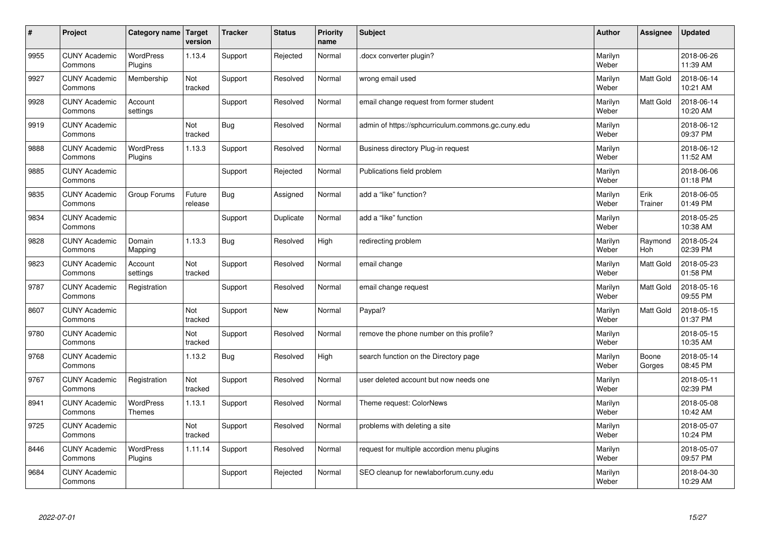| # | Project | Category name | Target version | Tracker | Status | Priority name | Subject | Author | Assignee | Updated |
|---|---|---|---|---|---|---|---|---|---|---|
| 9955 | CUNY Academic Commons | WordPress Plugins | 1.13.4 | Support | Rejected | Normal | .docx converter plugin? | Marilyn Weber | | 2018-06-26 11:39 AM |
| 9927 | CUNY Academic Commons | Membership | Not tracked | Support | Resolved | Normal | wrong email used | Marilyn Weber | Matt Gold | 2018-06-14 10:21 AM |
| 9928 | CUNY Academic Commons | Account settings | | Support | Resolved | Normal | email change request from former student | Marilyn Weber | Matt Gold | 2018-06-14 10:20 AM |
| 9919 | CUNY Academic Commons | | Not tracked | Bug | Resolved | Normal | admin of https://sphcurriculum.commons.gc.cuny.edu | Marilyn Weber | | 2018-06-12 09:37 PM |
| 9888 | CUNY Academic Commons | WordPress Plugins | 1.13.3 | Support | Resolved | Normal | Business directory Plug-in request | Marilyn Weber | | 2018-06-12 11:52 AM |
| 9885 | CUNY Academic Commons | | | Support | Rejected | Normal | Publications field problem | Marilyn Weber | | 2018-06-06 01:18 PM |
| 9835 | CUNY Academic Commons | Group Forums | Future release | Bug | Assigned | Normal | add a “like” function? | Marilyn Weber | Erik Trainer | 2018-06-05 01:49 PM |
| 9834 | CUNY Academic Commons | | | Support | Duplicate | Normal | add a “like” function | Marilyn Weber | | 2018-05-25 10:38 AM |
| 9828 | CUNY Academic Commons | Domain Mapping | 1.13.3 | Bug | Resolved | High | redirecting problem | Marilyn Weber | Raymond Hoh | 2018-05-24 02:39 PM |
| 9823 | CUNY Academic Commons | Account settings | Not tracked | Support | Resolved | Normal | email change | Marilyn Weber | Matt Gold | 2018-05-23 01:58 PM |
| 9787 | CUNY Academic Commons | Registration | | Support | Resolved | Normal | email change request | Marilyn Weber | Matt Gold | 2018-05-16 09:55 PM |
| 8607 | CUNY Academic Commons | | Not tracked | Support | New | Normal | Paypal? | Marilyn Weber | Matt Gold | 2018-05-15 01:37 PM |
| 9780 | CUNY Academic Commons | | Not tracked | Support | Resolved | Normal | remove the phone number on this profile? | Marilyn Weber | | 2018-05-15 10:35 AM |
| 9768 | CUNY Academic Commons | | 1.13.2 | Bug | Resolved | High | search function on the Directory page | Marilyn Weber | Boone Gorges | 2018-05-14 08:45 PM |
| 9767 | CUNY Academic Commons | Registration | Not tracked | Support | Resolved | Normal | user deleted account but now needs one | Marilyn Weber | | 2018-05-11 02:39 PM |
| 8941 | CUNY Academic Commons | WordPress Themes | 1.13.1 | Support | Resolved | Normal | Theme request: ColorNews | Marilyn Weber | | 2018-05-08 10:42 AM |
| 9725 | CUNY Academic Commons | | Not tracked | Support | Resolved | Normal | problems with deleting a site | Marilyn Weber | | 2018-05-07 10:24 PM |
| 8446 | CUNY Academic Commons | WordPress Plugins | 1.11.14 | Support | Resolved | Normal | request for multiple accordion menu plugins | Marilyn Weber | | 2018-05-07 09:57 PM |
| 9684 | CUNY Academic Commons | | | Support | Rejected | Normal | SEO cleanup for newlaborforum.cuny.edu | Marilyn Weber | | 2018-04-30 10:29 AM |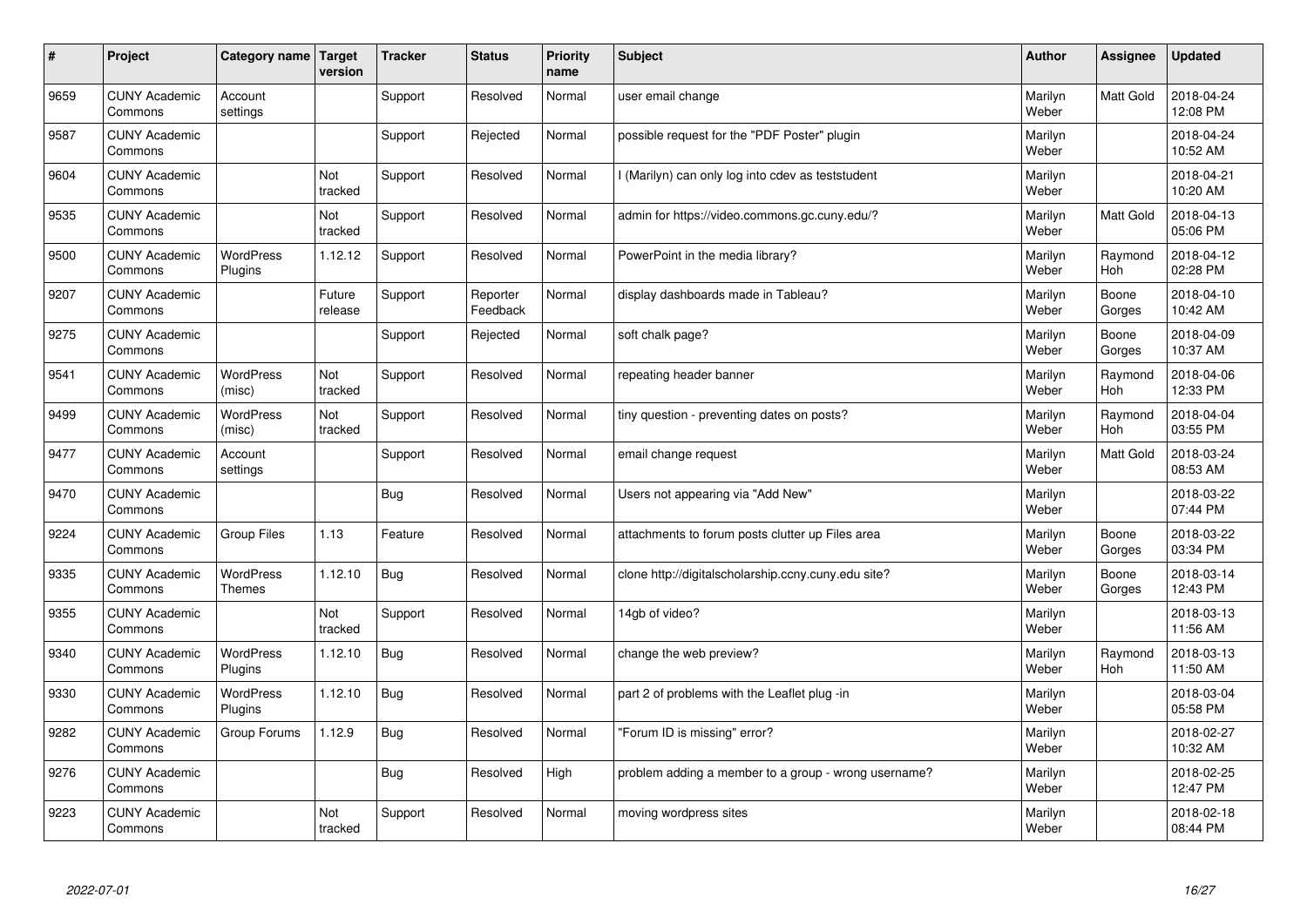| # | Project | Category name | Target version | Tracker | Status | Priority name | Subject | Author | Assignee | Updated |
|---|---|---|---|---|---|---|---|---|---|---|
| 9659 | CUNY Academic Commons | Account settings | | Support | Resolved | Normal | user email change | Marilyn Weber | Matt Gold | 2018-04-24 12:08 PM |
| 9587 | CUNY Academic Commons | | | Support | Rejected | Normal | possible request for the "PDF Poster" plugin | Marilyn Weber | | 2018-04-24 10:52 AM |
| 9604 | CUNY Academic Commons | | Not tracked | Support | Resolved | Normal | I (Marilyn) can only log into cdev as teststudent | Marilyn Weber | | 2018-04-21 10:20 AM |
| 9535 | CUNY Academic Commons | | Not tracked | Support | Resolved | Normal | admin for https://video.commons.gc.cuny.edu/? | Marilyn Weber | Matt Gold | 2018-04-13 05:06 PM |
| 9500 | CUNY Academic Commons | WordPress Plugins | 1.12.12 | Support | Resolved | Normal | PowerPoint in the media library? | Marilyn Weber | Raymond Hoh | 2018-04-12 02:28 PM |
| 9207 | CUNY Academic Commons | | Future release | Support | Reporter Feedback | Normal | display dashboards made in Tableau? | Marilyn Weber | Boone Gorges | 2018-04-10 10:42 AM |
| 9275 | CUNY Academic Commons | | | Support | Rejected | Normal | soft chalk page? | Marilyn Weber | Boone Gorges | 2018-04-09 10:37 AM |
| 9541 | CUNY Academic Commons | WordPress (misc) | Not tracked | Support | Resolved | Normal | repeating header banner | Marilyn Weber | Raymond Hoh | 2018-04-06 12:33 PM |
| 9499 | CUNY Academic Commons | WordPress (misc) | Not tracked | Support | Resolved | Normal | tiny question - preventing dates on posts? | Marilyn Weber | Raymond Hoh | 2018-04-04 03:55 PM |
| 9477 | CUNY Academic Commons | Account settings | | Support | Resolved | Normal | email change request | Marilyn Weber | Matt Gold | 2018-03-24 08:53 AM |
| 9470 | CUNY Academic Commons | | | Bug | Resolved | Normal | Users not appearing via "Add New" | Marilyn Weber | | 2018-03-22 07:44 PM |
| 9224 | CUNY Academic Commons | Group Files | 1.13 | Feature | Resolved | Normal | attachments to forum posts clutter up Files area | Marilyn Weber | Boone Gorges | 2018-03-22 03:34 PM |
| 9335 | CUNY Academic Commons | WordPress Themes | 1.12.10 | Bug | Resolved | Normal | clone http://digitalscholarship.ccny.cuny.edu site? | Marilyn Weber | Boone Gorges | 2018-03-14 12:43 PM |
| 9355 | CUNY Academic Commons | | Not tracked | Support | Resolved | Normal | 14gb of video? | Marilyn Weber | | 2018-03-13 11:56 AM |
| 9340 | CUNY Academic Commons | WordPress Plugins | 1.12.10 | Bug | Resolved | Normal | change the web preview? | Marilyn Weber | Raymond Hoh | 2018-03-13 11:50 AM |
| 9330 | CUNY Academic Commons | WordPress Plugins | 1.12.10 | Bug | Resolved | Normal | part 2 of problems with the Leaflet plug -in | Marilyn Weber | | 2018-03-04 05:58 PM |
| 9282 | CUNY Academic Commons | Group Forums | 1.12.9 | Bug | Resolved | Normal | "Forum ID is missing" error? | Marilyn Weber | | 2018-02-27 10:32 AM |
| 9276 | CUNY Academic Commons | | | Bug | Resolved | High | problem adding a member to a group - wrong username? | Marilyn Weber | | 2018-02-25 12:47 PM |
| 9223 | CUNY Academic Commons | | Not tracked | Support | Resolved | Normal | moving wordpress sites | Marilyn Weber | | 2018-02-18 08:44 PM |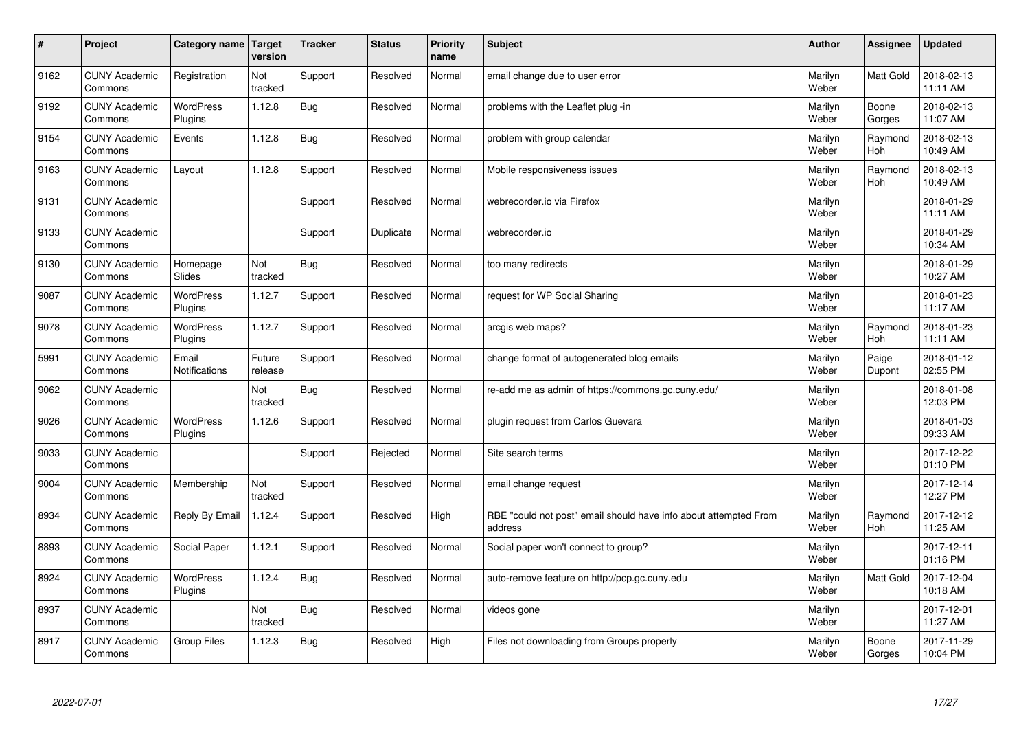| # | Project | Category name | Target version | Tracker | Status | Priority name | Subject | Author | Assignee | Updated |
|---|---|---|---|---|---|---|---|---|---|---|
| 9162 | CUNY Academic Commons | Registration | Not tracked | Support | Resolved | Normal | email change due to user error | Marilyn Weber | Matt Gold | 2018-02-13 11:11 AM |
| 9192 | CUNY Academic Commons | WordPress Plugins | 1.12.8 | Bug | Resolved | Normal | problems with the Leaflet plug -in | Marilyn Weber | Boone Gorges | 2018-02-13 11:07 AM |
| 9154 | CUNY Academic Commons | Events | 1.12.8 | Bug | Resolved | Normal | problem with group calendar | Marilyn Weber | Raymond Hoh | 2018-02-13 10:49 AM |
| 9163 | CUNY Academic Commons | Layout | 1.12.8 | Support | Resolved | Normal | Mobile responsiveness issues | Marilyn Weber | Raymond Hoh | 2018-02-13 10:49 AM |
| 9131 | CUNY Academic Commons | | | Support | Resolved | Normal | webrecorder.io via Firefox | Marilyn Weber | | 2018-01-29 11:11 AM |
| 9133 | CUNY Academic Commons | | | Support | Duplicate | Normal | webrecorder.io | Marilyn Weber | | 2018-01-29 10:34 AM |
| 9130 | CUNY Academic Commons | Homepage Slides | Not tracked | Bug | Resolved | Normal | too many redirects | Marilyn Weber | | 2018-01-29 10:27 AM |
| 9087 | CUNY Academic Commons | WordPress Plugins | 1.12.7 | Support | Resolved | Normal | request for WP Social Sharing | Marilyn Weber | | 2018-01-23 11:17 AM |
| 9078 | CUNY Academic Commons | WordPress Plugins | 1.12.7 | Support | Resolved | Normal | arcgis web maps? | Marilyn Weber | Raymond Hoh | 2018-01-23 11:11 AM |
| 5991 | CUNY Academic Commons | Email Notifications | Future release | Support | Resolved | Normal | change format of autogenerated blog emails | Marilyn Weber | Paige Dupont | 2018-01-12 02:55 PM |
| 9062 | CUNY Academic Commons | | Not tracked | Bug | Resolved | Normal | re-add me as admin of https://commons.gc.cuny.edu/ | Marilyn Weber | | 2018-01-08 12:03 PM |
| 9026 | CUNY Academic Commons | WordPress Plugins | 1.12.6 | Support | Resolved | Normal | plugin request from Carlos Guevara | Marilyn Weber | | 2018-01-03 09:33 AM |
| 9033 | CUNY Academic Commons | | | Support | Rejected | Normal | Site search terms | Marilyn Weber | | 2017-12-22 01:10 PM |
| 9004 | CUNY Academic Commons | Membership | Not tracked | Support | Resolved | Normal | email change request | Marilyn Weber | | 2017-12-14 12:27 PM |
| 8934 | CUNY Academic Commons | Reply By Email | 1.12.4 | Support | Resolved | High | RBE "could not post" email should have info about attempted From address | Marilyn Weber | Raymond Hoh | 2017-12-12 11:25 AM |
| 8893 | CUNY Academic Commons | Social Paper | 1.12.1 | Support | Resolved | Normal | Social paper won't connect to group? | Marilyn Weber | | 2017-12-11 01:16 PM |
| 8924 | CUNY Academic Commons | WordPress Plugins | 1.12.4 | Bug | Resolved | Normal | auto-remove feature on http://pcp.gc.cuny.edu | Marilyn Weber | Matt Gold | 2017-12-04 10:18 AM |
| 8937 | CUNY Academic Commons | | Not tracked | Bug | Resolved | Normal | videos gone | Marilyn Weber | | 2017-12-01 11:27 AM |
| 8917 | CUNY Academic Commons | Group Files | 1.12.3 | Bug | Resolved | High | Files not downloading from Groups properly | Marilyn Weber | Boone Gorges | 2017-11-29 10:04 PM |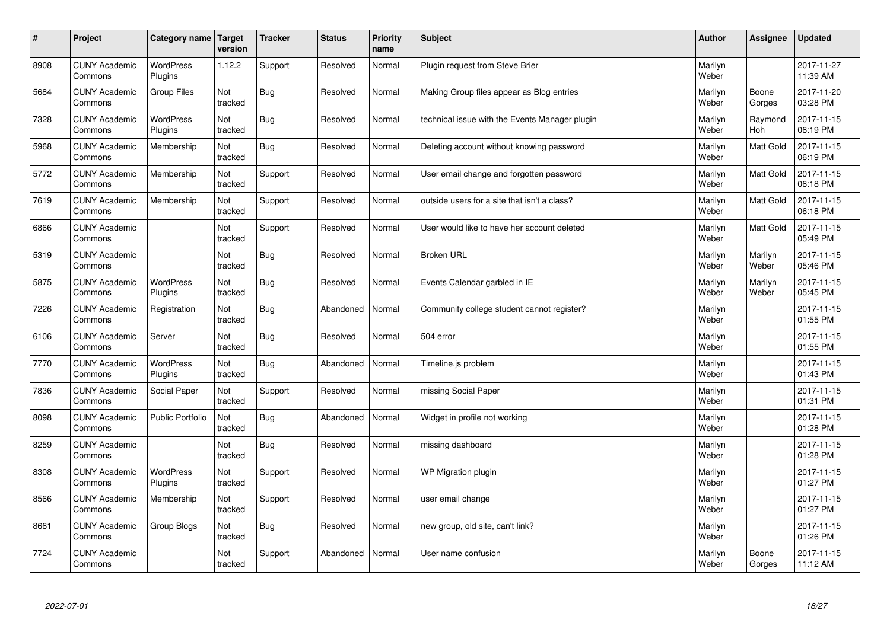| # | Project | Category name | Target version | Tracker | Status | Priority name | Subject | Author | Assignee | Updated |
|---|---|---|---|---|---|---|---|---|---|---|
| 8908 | CUNY Academic Commons | WordPress Plugins | 1.12.2 | Support | Resolved | Normal | Plugin request from Steve Brier | Marilyn Weber | | 2017-11-27 11:39 AM |
| 5684 | CUNY Academic Commons | Group Files | Not tracked | Bug | Resolved | Normal | Making Group files appear as Blog entries | Marilyn Weber | Boone Gorges | 2017-11-20 03:28 PM |
| 7328 | CUNY Academic Commons | WordPress Plugins | Not tracked | Bug | Resolved | Normal | technical issue with the Events Manager plugin | Marilyn Weber | Raymond Hoh | 2017-11-15 06:19 PM |
| 5968 | CUNY Academic Commons | Membership | Not tracked | Bug | Resolved | Normal | Deleting account without knowing password | Marilyn Weber | Matt Gold | 2017-11-15 06:19 PM |
| 5772 | CUNY Academic Commons | Membership | Not tracked | Support | Resolved | Normal | User email change and forgotten password | Marilyn Weber | Matt Gold | 2017-11-15 06:18 PM |
| 7619 | CUNY Academic Commons | Membership | Not tracked | Support | Resolved | Normal | outside users for a site that isn't a class? | Marilyn Weber | Matt Gold | 2017-11-15 06:18 PM |
| 6866 | CUNY Academic Commons | | Not tracked | Support | Resolved | Normal | User would like to have her account deleted | Marilyn Weber | Matt Gold | 2017-11-15 05:49 PM |
| 5319 | CUNY Academic Commons | | Not tracked | Bug | Resolved | Normal | Broken URL | Marilyn Weber | Marilyn Weber | 2017-11-15 05:46 PM |
| 5875 | CUNY Academic Commons | WordPress Plugins | Not tracked | Bug | Resolved | Normal | Events Calendar garbled in IE | Marilyn Weber | Marilyn Weber | 2017-11-15 05:45 PM |
| 7226 | CUNY Academic Commons | Registration | Not tracked | Bug | Abandoned | Normal | Community college student cannot register? | Marilyn Weber | | 2017-11-15 01:55 PM |
| 6106 | CUNY Academic Commons | Server | Not tracked | Bug | Resolved | Normal | 504 error | Marilyn Weber | | 2017-11-15 01:55 PM |
| 7770 | CUNY Academic Commons | WordPress Plugins | Not tracked | Bug | Abandoned | Normal | Timeline.js problem | Marilyn Weber | | 2017-11-15 01:43 PM |
| 7836 | CUNY Academic Commons | Social Paper | Not tracked | Support | Resolved | Normal | missing Social Paper | Marilyn Weber | | 2017-11-15 01:31 PM |
| 8098 | CUNY Academic Commons | Public Portfolio | Not tracked | Bug | Abandoned | Normal | Widget in profile not working | Marilyn Weber | | 2017-11-15 01:28 PM |
| 8259 | CUNY Academic Commons | | Not tracked | Bug | Resolved | Normal | missing dashboard | Marilyn Weber | | 2017-11-15 01:28 PM |
| 8308 | CUNY Academic Commons | WordPress Plugins | Not tracked | Support | Resolved | Normal | WP Migration plugin | Marilyn Weber | | 2017-11-15 01:27 PM |
| 8566 | CUNY Academic Commons | Membership | Not tracked | Support | Resolved | Normal | user email change | Marilyn Weber | | 2017-11-15 01:27 PM |
| 8661 | CUNY Academic Commons | Group Blogs | Not tracked | Bug | Resolved | Normal | new group, old site, can't link? | Marilyn Weber | | 2017-11-15 01:26 PM |
| 7724 | CUNY Academic Commons | | Not tracked | Support | Abandoned | Normal | User name confusion | Marilyn Weber | Boone Gorges | 2017-11-15 11:12 AM |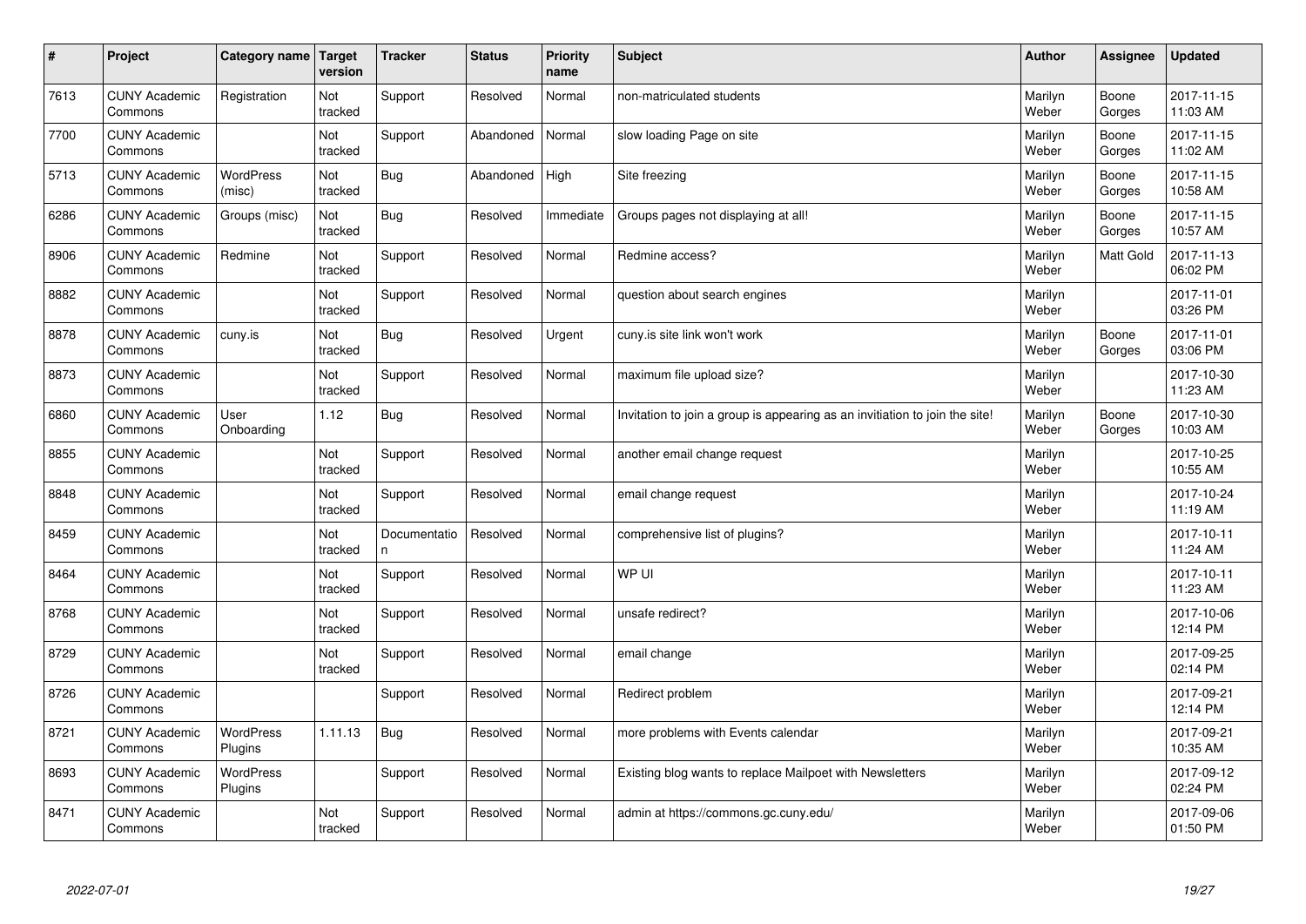| # | Project | Category name | Target version | Tracker | Status | Priority name | Subject | Author | Assignee | Updated |
|---|---|---|---|---|---|---|---|---|---|---|
| 7613 | CUNY Academic Commons | Registration | Not tracked | Support | Resolved | Normal | non-matriculated students | Marilyn Weber | Boone Gorges | 2017-11-15 11:03 AM |
| 7700 | CUNY Academic Commons | | Not tracked | Support | Abandoned | Normal | slow loading Page on site | Marilyn Weber | Boone Gorges | 2017-11-15 11:02 AM |
| 5713 | CUNY Academic Commons | WordPress (misc) | Not tracked | Bug | Abandoned | High | Site freezing | Marilyn Weber | Boone Gorges | 2017-11-15 10:58 AM |
| 6286 | CUNY Academic Commons | Groups (misc) | Not tracked | Bug | Resolved | Immediate | Groups pages not displaying at all! | Marilyn Weber | Boone Gorges | 2017-11-15 10:57 AM |
| 8906 | CUNY Academic Commons | Redmine | Not tracked | Support | Resolved | Normal | Redmine access? | Marilyn Weber | Matt Gold | 2017-11-13 06:02 PM |
| 8882 | CUNY Academic Commons | | Not tracked | Support | Resolved | Normal | question about search engines | Marilyn Weber | | 2017-11-01 03:26 PM |
| 8878 | CUNY Academic Commons | cuny.is | Not tracked | Bug | Resolved | Urgent | cuny.is site link won't work | Marilyn Weber | Boone Gorges | 2017-11-01 03:06 PM |
| 8873 | CUNY Academic Commons | | Not tracked | Support | Resolved | Normal | maximum file upload size? | Marilyn Weber | | 2017-10-30 11:23 AM |
| 6860 | CUNY Academic Commons | User Onboarding | 1.12 | Bug | Resolved | Normal | Invitation to join a group is appearing as an invitiation to join the site! | Marilyn Weber | Boone Gorges | 2017-10-30 10:03 AM |
| 8855 | CUNY Academic Commons | | Not tracked | Support | Resolved | Normal | another email change request | Marilyn Weber | | 2017-10-25 10:55 AM |
| 8848 | CUNY Academic Commons | | Not tracked | Support | Resolved | Normal | email change request | Marilyn Weber | | 2017-10-24 11:19 AM |
| 8459 | CUNY Academic Commons | | Not tracked | Documentation | Resolved | Normal | comprehensive list of plugins? | Marilyn Weber | | 2017-10-11 11:24 AM |
| 8464 | CUNY Academic Commons | | Not tracked | Support | Resolved | Normal | WP UI | Marilyn Weber | | 2017-10-11 11:23 AM |
| 8768 | CUNY Academic Commons | | Not tracked | Support | Resolved | Normal | unsafe redirect? | Marilyn Weber | | 2017-10-06 12:14 PM |
| 8729 | CUNY Academic Commons | | Not tracked | Support | Resolved | Normal | email change | Marilyn Weber | | 2017-09-25 02:14 PM |
| 8726 | CUNY Academic Commons | | | Support | Resolved | Normal | Redirect problem | Marilyn Weber | | 2017-09-21 12:14 PM |
| 8721 | CUNY Academic Commons | WordPress Plugins | 1.11.13 | Bug | Resolved | Normal | more problems with Events calendar | Marilyn Weber | | 2017-09-21 10:35 AM |
| 8693 | CUNY Academic Commons | WordPress Plugins | | Support | Resolved | Normal | Existing blog wants to replace Mailpoet with Newsletters | Marilyn Weber | | 2017-09-12 02:24 PM |
| 8471 | CUNY Academic Commons | | Not tracked | Support | Resolved | Normal | admin at https://commons.gc.cuny.edu/ | Marilyn Weber | | 2017-09-06 01:50 PM |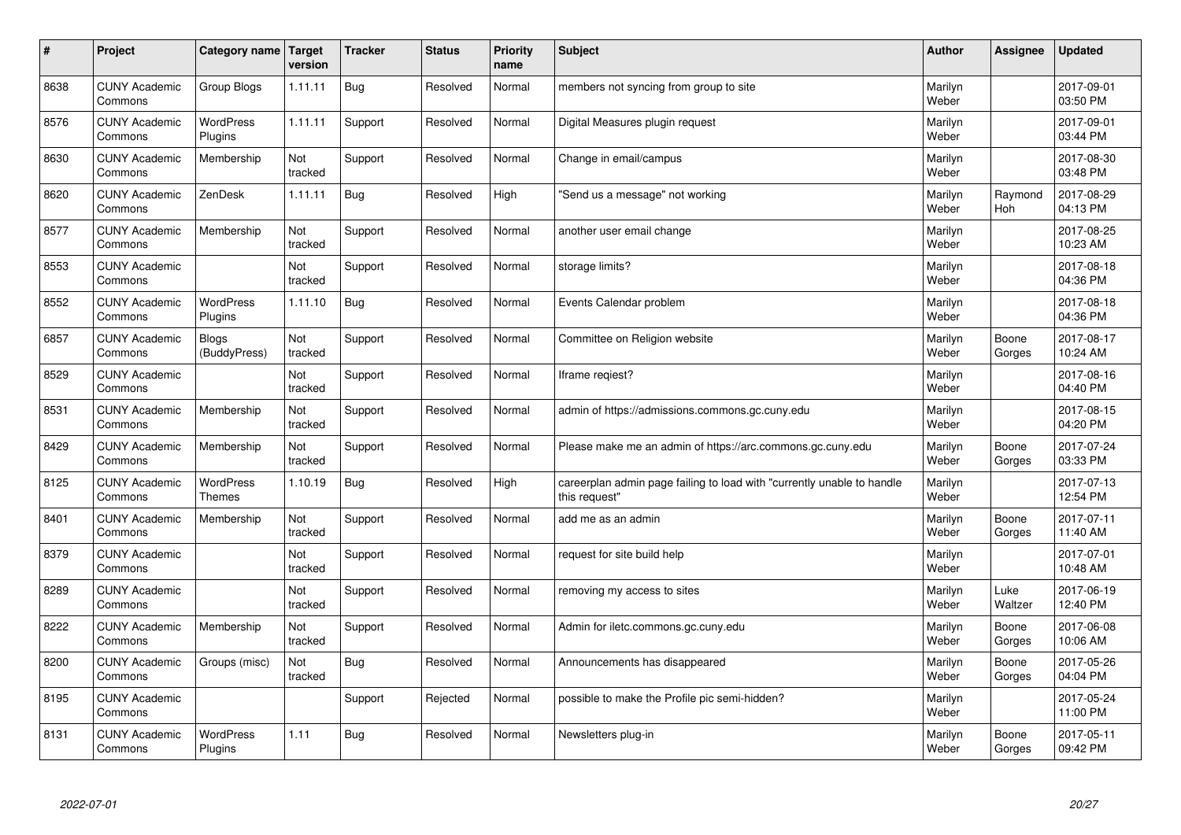| # | Project | Category name | Target version | Tracker | Status | Priority name | Subject | Author | Assignee | Updated |
|---|---|---|---|---|---|---|---|---|---|---|
| 8638 | CUNY Academic Commons | Group Blogs | 1.11.11 | Bug | Resolved | Normal | members not syncing from group to site | Marilyn Weber | | 2017-09-01 03:50 PM |
| 8576 | CUNY Academic Commons | WordPress Plugins | 1.11.11 | Support | Resolved | Normal | Digital Measures plugin request | Marilyn Weber | | 2017-09-01 03:44 PM |
| 8630 | CUNY Academic Commons | Membership | Not tracked | Support | Resolved | Normal | Change in email/campus | Marilyn Weber | | 2017-08-30 03:48 PM |
| 8620 | CUNY Academic Commons | ZenDesk | 1.11.11 | Bug | Resolved | High | "Send us a message" not working | Marilyn Weber | Raymond Hoh | 2017-08-29 04:13 PM |
| 8577 | CUNY Academic Commons | Membership | Not tracked | Support | Resolved | Normal | another user email change | Marilyn Weber | | 2017-08-25 10:23 AM |
| 8553 | CUNY Academic Commons | | Not tracked | Support | Resolved | Normal | storage limits? | Marilyn Weber | | 2017-08-18 04:36 PM |
| 8552 | CUNY Academic Commons | WordPress Plugins | 1.11.10 | Bug | Resolved | Normal | Events Calendar problem | Marilyn Weber | | 2017-08-18 04:36 PM |
| 6857 | CUNY Academic Commons | Blogs (BuddyPress) | Not tracked | Support | Resolved | Normal | Committee on Religion website | Marilyn Weber | Boone Gorges | 2017-08-17 10:24 AM |
| 8529 | CUNY Academic Commons | | Not tracked | Support | Resolved | Normal | Iframe reqiest? | Marilyn Weber | | 2017-08-16 04:40 PM |
| 8531 | CUNY Academic Commons | Membership | Not tracked | Support | Resolved | Normal | admin of https://admissions.commons.gc.cuny.edu | Marilyn Weber | | 2017-08-15 04:20 PM |
| 8429 | CUNY Academic Commons | Membership | Not tracked | Support | Resolved | Normal | Please make me an admin of https://arc.commons.gc.cuny.edu | Marilyn Weber | Boone Gorges | 2017-07-24 03:33 PM |
| 8125 | CUNY Academic Commons | WordPress Themes | 1.10.19 | Bug | Resolved | High | careerplan admin page failing to load with "currently unable to handle this request" | Marilyn Weber | | 2017-07-13 12:54 PM |
| 8401 | CUNY Academic Commons | Membership | Not tracked | Support | Resolved | Normal | add me as an admin | Marilyn Weber | Boone Gorges | 2017-07-11 11:40 AM |
| 8379 | CUNY Academic Commons | | Not tracked | Support | Resolved | Normal | request for site build help | Marilyn Weber | | 2017-07-01 10:48 AM |
| 8289 | CUNY Academic Commons | | Not tracked | Support | Resolved | Normal | removing my access to sites | Marilyn Weber | Luke Waltzer | 2017-06-19 12:40 PM |
| 8222 | CUNY Academic Commons | Membership | Not tracked | Support | Resolved | Normal | Admin for iletc.commons.gc.cuny.edu | Marilyn Weber | Boone Gorges | 2017-06-08 10:06 AM |
| 8200 | CUNY Academic Commons | Groups (misc) | Not tracked | Bug | Resolved | Normal | Announcements has disappeared | Marilyn Weber | Boone Gorges | 2017-05-26 04:04 PM |
| 8195 | CUNY Academic Commons | | | Support | Rejected | Normal | possible to make the Profile pic semi-hidden? | Marilyn Weber | | 2017-05-24 11:00 PM |
| 8131 | CUNY Academic Commons | WordPress Plugins | 1.11 | Bug | Resolved | Normal | Newsletters plug-in | Marilyn Weber | Boone Gorges | 2017-05-11 09:42 PM |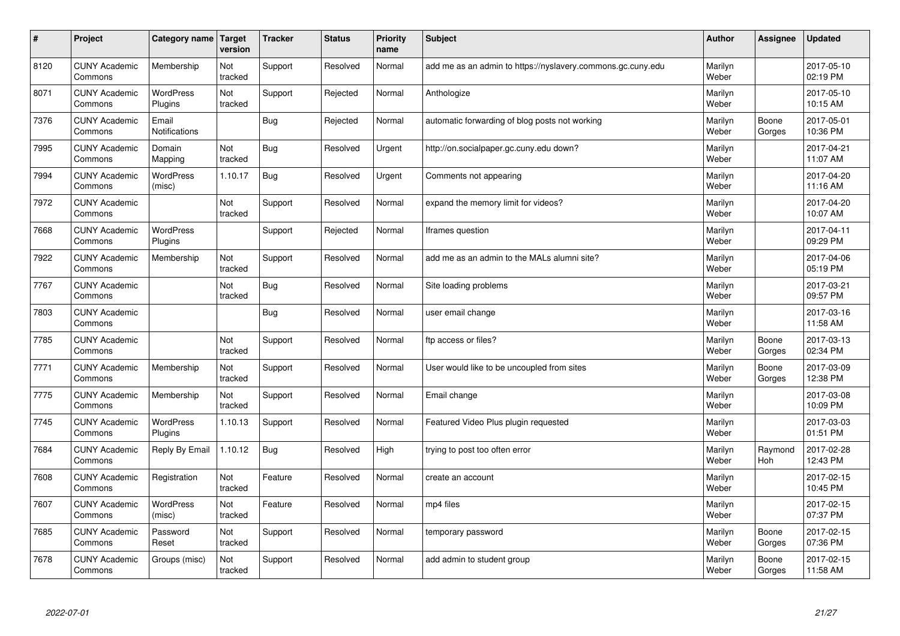| # | Project | Category name | Target version | Tracker | Status | Priority name | Subject | Author | Assignee | Updated |
|---|---|---|---|---|---|---|---|---|---|---|
| 8120 | CUNY Academic Commons | Membership | Not tracked | Support | Resolved | Normal | add me as an admin to https://nyslavery.commons.gc.cuny.edu | Marilyn Weber | | 2017-05-10 02:19 PM |
| 8071 | CUNY Academic Commons | WordPress Plugins | Not tracked | Support | Rejected | Normal | Anthologize | Marilyn Weber | | 2017-05-10 10:15 AM |
| 7376 | CUNY Academic Commons | Email Notifications | | Bug | Rejected | Normal | automatic forwarding of blog posts not working | Marilyn Weber | Boone Gorges | 2017-05-01 10:36 PM |
| 7995 | CUNY Academic Commons | Domain Mapping | Not tracked | Bug | Resolved | Urgent | http://on.socialpaper.gc.cuny.edu down? | Marilyn Weber | | 2017-04-21 11:07 AM |
| 7994 | CUNY Academic Commons | WordPress (misc) | 1.10.17 | Bug | Resolved | Urgent | Comments not appearing | Marilyn Weber | | 2017-04-20 11:16 AM |
| 7972 | CUNY Academic Commons | | Not tracked | Support | Resolved | Normal | expand the memory limit for videos? | Marilyn Weber | | 2017-04-20 10:07 AM |
| 7668 | CUNY Academic Commons | WordPress Plugins | | Support | Rejected | Normal | Iframes question | Marilyn Weber | | 2017-04-11 09:29 PM |
| 7922 | CUNY Academic Commons | Membership | Not tracked | Support | Resolved | Normal | add me as an admin to the MALs alumni site? | Marilyn Weber | | 2017-04-06 05:19 PM |
| 7767 | CUNY Academic Commons | | Not tracked | Bug | Resolved | Normal | Site loading problems | Marilyn Weber | | 2017-03-21 09:57 PM |
| 7803 | CUNY Academic Commons | | | Bug | Resolved | Normal | user email change | Marilyn Weber | | 2017-03-16 11:58 AM |
| 7785 | CUNY Academic Commons | | Not tracked | Support | Resolved | Normal | ftp access or files? | Marilyn Weber | Boone Gorges | 2017-03-13 02:34 PM |
| 7771 | CUNY Academic Commons | Membership | Not tracked | Support | Resolved | Normal | User would like to be uncoupled from sites | Marilyn Weber | Boone Gorges | 2017-03-09 12:38 PM |
| 7775 | CUNY Academic Commons | Membership | Not tracked | Support | Resolved | Normal | Email change | Marilyn Weber | | 2017-03-08 10:09 PM |
| 7745 | CUNY Academic Commons | WordPress Plugins | 1.10.13 | Support | Resolved | Normal | Featured Video Plus plugin requested | Marilyn Weber | | 2017-03-03 01:51 PM |
| 7684 | CUNY Academic Commons | Reply By Email | 1.10.12 | Bug | Resolved | High | trying to post too often error | Marilyn Weber | Raymond Hoh | 2017-02-28 12:43 PM |
| 7608 | CUNY Academic Commons | Registration | Not tracked | Feature | Resolved | Normal | create an account | Marilyn Weber | | 2017-02-15 10:45 PM |
| 7607 | CUNY Academic Commons | WordPress (misc) | Not tracked | Feature | Resolved | Normal | mp4 files | Marilyn Weber | | 2017-02-15 07:37 PM |
| 7685 | CUNY Academic Commons | Password Reset | Not tracked | Support | Resolved | Normal | temporary password | Marilyn Weber | Boone Gorges | 2017-02-15 07:36 PM |
| 7678 | CUNY Academic Commons | Groups (misc) | Not tracked | Support | Resolved | Normal | add admin to student group | Marilyn Weber | Boone Gorges | 2017-02-15 11:58 AM |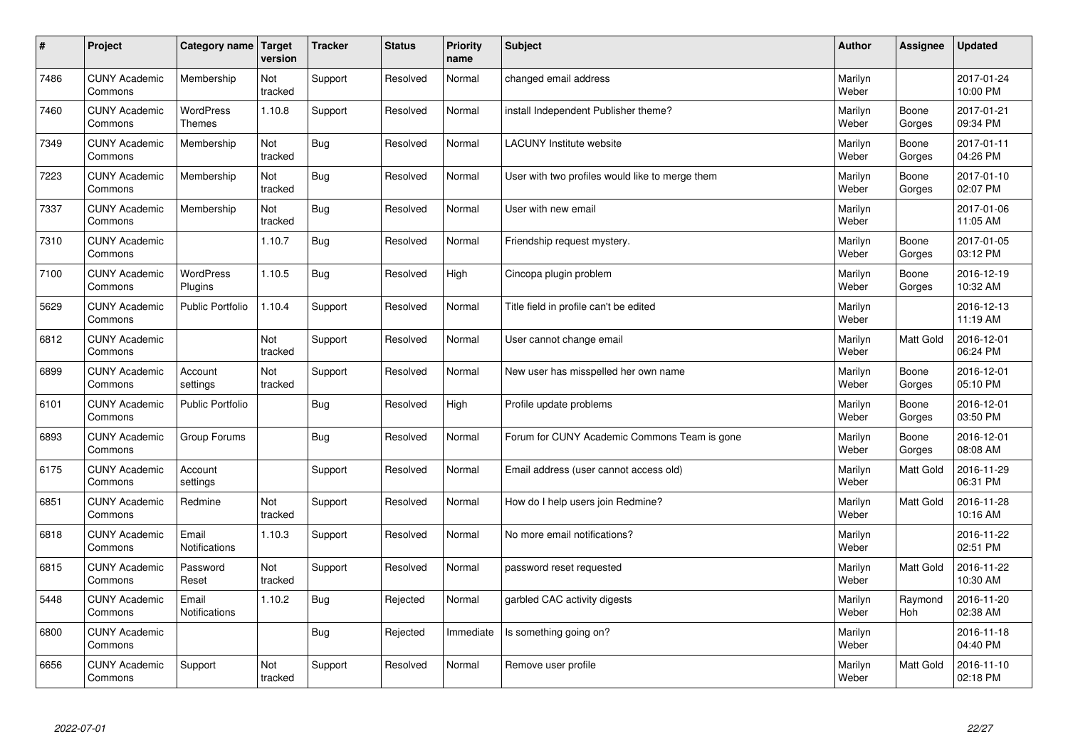| # | Project | Category name | Target version | Tracker | Status | Priority name | Subject | Author | Assignee | Updated |
|---|---|---|---|---|---|---|---|---|---|---|
| 7486 | CUNY Academic Commons | Membership | Not tracked | Support | Resolved | Normal | changed email address | Marilyn Weber | | 2017-01-24 10:00 PM |
| 7460 | CUNY Academic Commons | WordPress Themes | 1.10.8 | Support | Resolved | Normal | install Independent Publisher theme? | Marilyn Weber | Boone Gorges | 2017-01-21 09:34 PM |
| 7349 | CUNY Academic Commons | Membership | Not tracked | Bug | Resolved | Normal | LACUNY Institute website | Marilyn Weber | Boone Gorges | 2017-01-11 04:26 PM |
| 7223 | CUNY Academic Commons | Membership | Not tracked | Bug | Resolved | Normal | User with two profiles would like to merge them | Marilyn Weber | Boone Gorges | 2017-01-10 02:07 PM |
| 7337 | CUNY Academic Commons | Membership | Not tracked | Bug | Resolved | Normal | User with new email | Marilyn Weber | | 2017-01-06 11:05 AM |
| 7310 | CUNY Academic Commons | | 1.10.7 | Bug | Resolved | Normal | Friendship request mystery. | Marilyn Weber | Boone Gorges | 2017-01-05 03:12 PM |
| 7100 | CUNY Academic Commons | WordPress Plugins | 1.10.5 | Bug | Resolved | High | Cincopa plugin problem | Marilyn Weber | Boone Gorges | 2016-12-19 10:32 AM |
| 5629 | CUNY Academic Commons | Public Portfolio | 1.10.4 | Support | Resolved | Normal | Title field in profile can't be edited | Marilyn Weber | | 2016-12-13 11:19 AM |
| 6812 | CUNY Academic Commons | | Not tracked | Support | Resolved | Normal | User cannot change email | Marilyn Weber | Matt Gold | 2016-12-01 06:24 PM |
| 6899 | CUNY Academic Commons | Account settings | Not tracked | Support | Resolved | Normal | New user has misspelled her own name | Marilyn Weber | Boone Gorges | 2016-12-01 05:10 PM |
| 6101 | CUNY Academic Commons | Public Portfolio | | Bug | Resolved | High | Profile update problems | Marilyn Weber | Boone Gorges | 2016-12-01 03:50 PM |
| 6893 | CUNY Academic Commons | Group Forums | | Bug | Resolved | Normal | Forum for CUNY Academic Commons Team is gone | Marilyn Weber | Boone Gorges | 2016-12-01 08:08 AM |
| 6175 | CUNY Academic Commons | Account settings | | Support | Resolved | Normal | Email address (user cannot access old) | Marilyn Weber | Matt Gold | 2016-11-29 06:31 PM |
| 6851 | CUNY Academic Commons | Redmine | Not tracked | Support | Resolved | Normal | How do I help users join Redmine? | Marilyn Weber | Matt Gold | 2016-11-28 10:16 AM |
| 6818 | CUNY Academic Commons | Email Notifications | 1.10.3 | Support | Resolved | Normal | No more email notifications? | Marilyn Weber | | 2016-11-22 02:51 PM |
| 6815 | CUNY Academic Commons | Password Reset | Not tracked | Support | Resolved | Normal | password reset requested | Marilyn Weber | Matt Gold | 2016-11-22 10:30 AM |
| 5448 | CUNY Academic Commons | Email Notifications | 1.10.2 | Bug | Rejected | Normal | garbled CAC activity digests | Marilyn Weber | Raymond Hoh | 2016-11-20 02:38 AM |
| 6800 | CUNY Academic Commons | | | Bug | Rejected | Immediate | Is something going on? | Marilyn Weber | | 2016-11-18 04:40 PM |
| 6656 | CUNY Academic Commons | Support | Not tracked | Support | Resolved | Normal | Remove user profile | Marilyn Weber | Matt Gold | 2016-11-10 02:18 PM |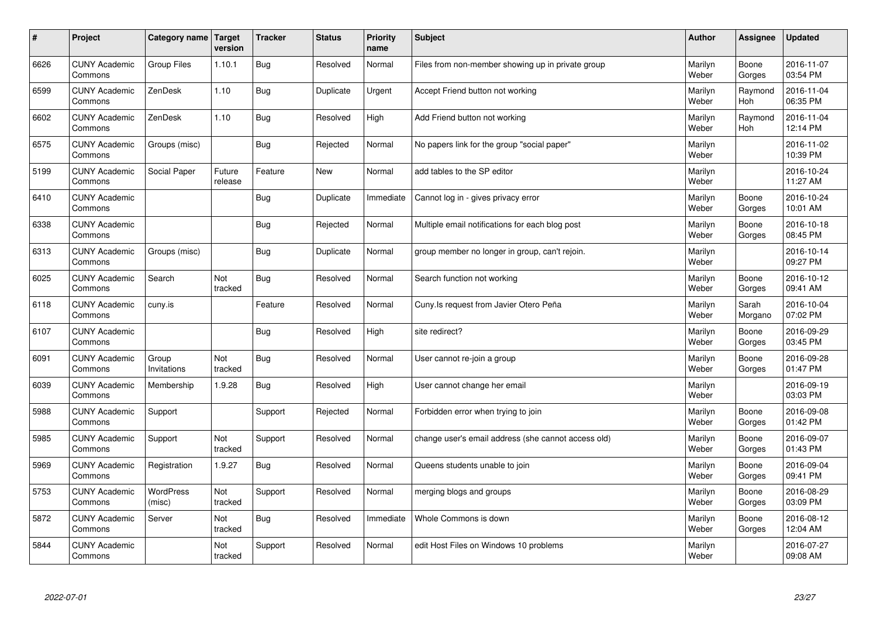| # | Project | Category name | Target version | Tracker | Status | Priority name | Subject | Author | Assignee | Updated |
|---|---|---|---|---|---|---|---|---|---|---|
| 6626 | CUNY Academic Commons | Group Files | 1.10.1 | Bug | Resolved | Normal | Files from non-member showing up in private group | Marilyn Weber | Boone Gorges | 2016-11-07 03:54 PM |
| 6599 | CUNY Academic Commons | ZenDesk | 1.10 | Bug | Duplicate | Urgent | Accept Friend button not working | Marilyn Weber | Raymond Hoh | 2016-11-04 06:35 PM |
| 6602 | CUNY Academic Commons | ZenDesk | 1.10 | Bug | Resolved | High | Add Friend button not working | Marilyn Weber | Raymond Hoh | 2016-11-04 12:14 PM |
| 6575 | CUNY Academic Commons | Groups (misc) | | Bug | Rejected | Normal | No papers link for the group "social paper" | Marilyn Weber | | 2016-11-02 10:39 PM |
| 5199 | CUNY Academic Commons | Social Paper | Future release | Feature | New | Normal | add tables to the SP editor | Marilyn Weber | | 2016-10-24 11:27 AM |
| 6410 | CUNY Academic Commons | | | Bug | Duplicate | Immediate | Cannot log in - gives privacy error | Marilyn Weber | Boone Gorges | 2016-10-24 10:01 AM |
| 6338 | CUNY Academic Commons | | | Bug | Rejected | Normal | Multiple email notifications for each blog post | Marilyn Weber | Boone Gorges | 2016-10-18 08:45 PM |
| 6313 | CUNY Academic Commons | Groups (misc) | | Bug | Duplicate | Normal | group member no longer in group, can't rejoin. | Marilyn Weber | | 2016-10-14 09:27 PM |
| 6025 | CUNY Academic Commons | Search | Not tracked | Bug | Resolved | Normal | Search function not working | Marilyn Weber | Boone Gorges | 2016-10-12 09:41 AM |
| 6118 | CUNY Academic Commons | cuny.is | | Feature | Resolved | Normal | Cuny.Is request from Javier Otero Peña | Marilyn Weber | Sarah Morgano | 2016-10-04 07:02 PM |
| 6107 | CUNY Academic Commons | | | Bug | Resolved | High | site redirect? | Marilyn Weber | Boone Gorges | 2016-09-29 03:45 PM |
| 6091 | CUNY Academic Commons | Group Invitations | Not tracked | Bug | Resolved | Normal | User cannot re-join a group | Marilyn Weber | Boone Gorges | 2016-09-28 01:47 PM |
| 6039 | CUNY Academic Commons | Membership | 1.9.28 | Bug | Resolved | High | User cannot change her email | Marilyn Weber | | 2016-09-19 03:03 PM |
| 5988 | CUNY Academic Commons | Support | | Support | Rejected | Normal | Forbidden error when trying to join | Marilyn Weber | Boone Gorges | 2016-09-08 01:42 PM |
| 5985 | CUNY Academic Commons | Support | Not tracked | Support | Resolved | Normal | change user's email address (she cannot access old) | Marilyn Weber | Boone Gorges | 2016-09-07 01:43 PM |
| 5969 | CUNY Academic Commons | Registration | 1.9.27 | Bug | Resolved | Normal | Queens students unable to join | Marilyn Weber | Boone Gorges | 2016-09-04 09:41 PM |
| 5753 | CUNY Academic Commons | WordPress (misc) | Not tracked | Support | Resolved | Normal | merging blogs and groups | Marilyn Weber | Boone Gorges | 2016-08-29 03:09 PM |
| 5872 | CUNY Academic Commons | Server | Not tracked | Bug | Resolved | Immediate | Whole Commons is down | Marilyn Weber | Boone Gorges | 2016-08-12 12:04 AM |
| 5844 | CUNY Academic Commons | | Not tracked | Support | Resolved | Normal | edit Host Files on Windows 10 problems | Marilyn Weber | | 2016-07-27 09:08 AM |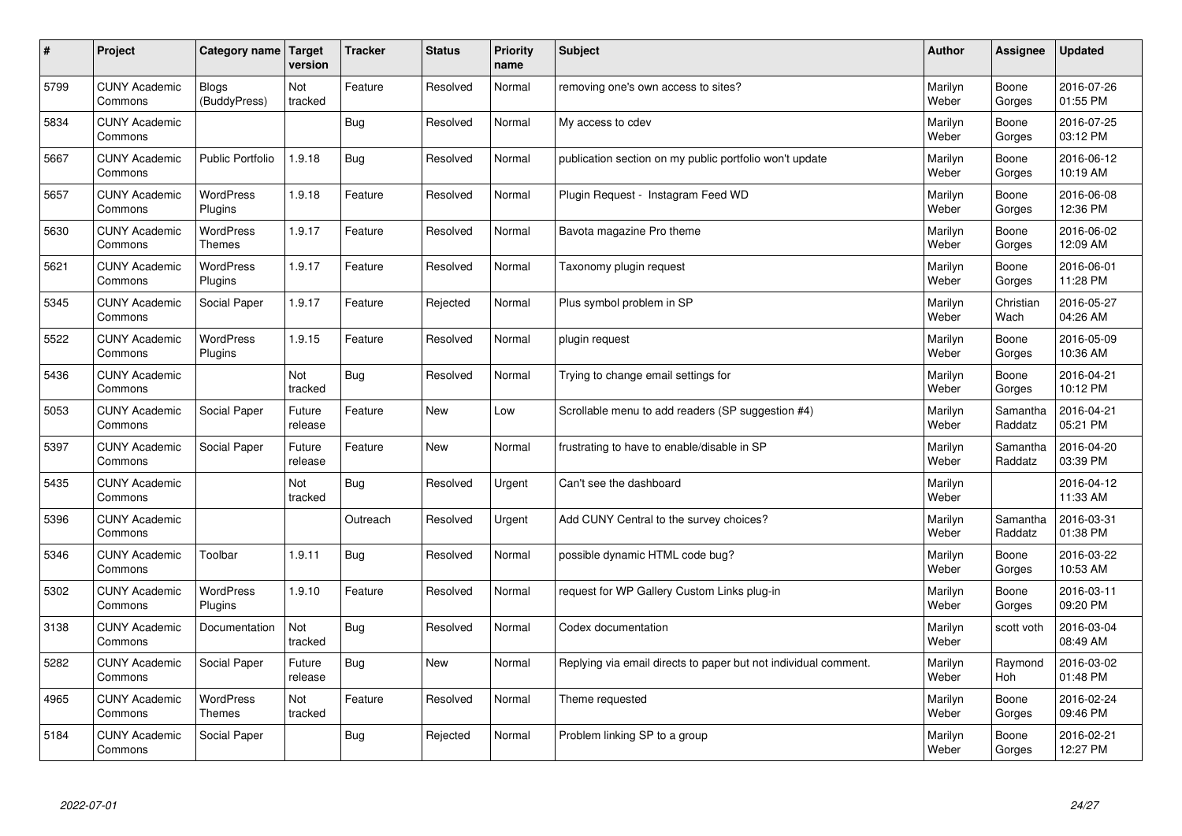| # | Project | Category name | Target version | Tracker | Status | Priority name | Subject | Author | Assignee | Updated |
|---|---|---|---|---|---|---|---|---|---|---|
| 5799 | CUNY Academic Commons | Blogs (BuddyPress) | Not tracked | Feature | Resolved | Normal | removing one's own access to sites? | Marilyn Weber | Boone Gorges | 2016-07-26 01:55 PM |
| 5834 | CUNY Academic Commons | | | Bug | Resolved | Normal | My access to cdev | Marilyn Weber | Boone Gorges | 2016-07-25 03:12 PM |
| 5667 | CUNY Academic Commons | Public Portfolio | 1.9.18 | Bug | Resolved | Normal | publication section on my public portfolio won't update | Marilyn Weber | Boone Gorges | 2016-06-12 10:19 AM |
| 5657 | CUNY Academic Commons | WordPress Plugins | 1.9.18 | Feature | Resolved | Normal | Plugin Request - Instagram Feed WD | Marilyn Weber | Boone Gorges | 2016-06-08 12:36 PM |
| 5630 | CUNY Academic Commons | WordPress Themes | 1.9.17 | Feature | Resolved | Normal | Bavota magazine Pro theme | Marilyn Weber | Boone Gorges | 2016-06-02 12:09 AM |
| 5621 | CUNY Academic Commons | WordPress Plugins | 1.9.17 | Feature | Resolved | Normal | Taxonomy plugin request | Marilyn Weber | Boone Gorges | 2016-06-01 11:28 PM |
| 5345 | CUNY Academic Commons | Social Paper | 1.9.17 | Feature | Rejected | Normal | Plus symbol problem in SP | Marilyn Weber | Christian Wach | 2016-05-27 04:26 AM |
| 5522 | CUNY Academic Commons | WordPress Plugins | 1.9.15 | Feature | Resolved | Normal | plugin request | Marilyn Weber | Boone Gorges | 2016-05-09 10:36 AM |
| 5436 | CUNY Academic Commons | | Not tracked | Bug | Resolved | Normal | Trying to change email settings for | Marilyn Weber | Boone Gorges | 2016-04-21 10:12 PM |
| 5053 | CUNY Academic Commons | Social Paper | Future release | Feature | New | Low | Scrollable menu to add readers (SP suggestion #4) | Marilyn Weber | Samantha Raddatz | 2016-04-21 05:21 PM |
| 5397 | CUNY Academic Commons | Social Paper | Future release | Feature | New | Normal | frustrating to have to enable/disable in SP | Marilyn Weber | Samantha Raddatz | 2016-04-20 03:39 PM |
| 5435 | CUNY Academic Commons | | Not tracked | Bug | Resolved | Urgent | Can't see the dashboard | Marilyn Weber | | 2016-04-12 11:33 AM |
| 5396 | CUNY Academic Commons | | | Outreach | Resolved | Urgent | Add CUNY Central to the survey choices? | Marilyn Weber | Samantha Raddatz | 2016-03-31 01:38 PM |
| 5346 | CUNY Academic Commons | Toolbar | 1.9.11 | Bug | Resolved | Normal | possible dynamic HTML code bug? | Marilyn Weber | Boone Gorges | 2016-03-22 10:53 AM |
| 5302 | CUNY Academic Commons | WordPress Plugins | 1.9.10 | Feature | Resolved | Normal | request for WP Gallery Custom Links plug-in | Marilyn Weber | Boone Gorges | 2016-03-11 09:20 PM |
| 3138 | CUNY Academic Commons | Documentation | Not tracked | Bug | Resolved | Normal | Codex documentation | Marilyn Weber | scott voth | 2016-03-04 08:49 AM |
| 5282 | CUNY Academic Commons | Social Paper | Future release | Bug | New | Normal | Replying via email directs to paper but not individual comment. | Marilyn Weber | Raymond Hoh | 2016-03-02 01:48 PM |
| 4965 | CUNY Academic Commons | WordPress Themes | Not tracked | Feature | Resolved | Normal | Theme requested | Marilyn Weber | Boone Gorges | 2016-02-24 09:46 PM |
| 5184 | CUNY Academic Commons | Social Paper | | Bug | Rejected | Normal | Problem linking SP to a group | Marilyn Weber | Boone Gorges | 2016-02-21 12:27 PM |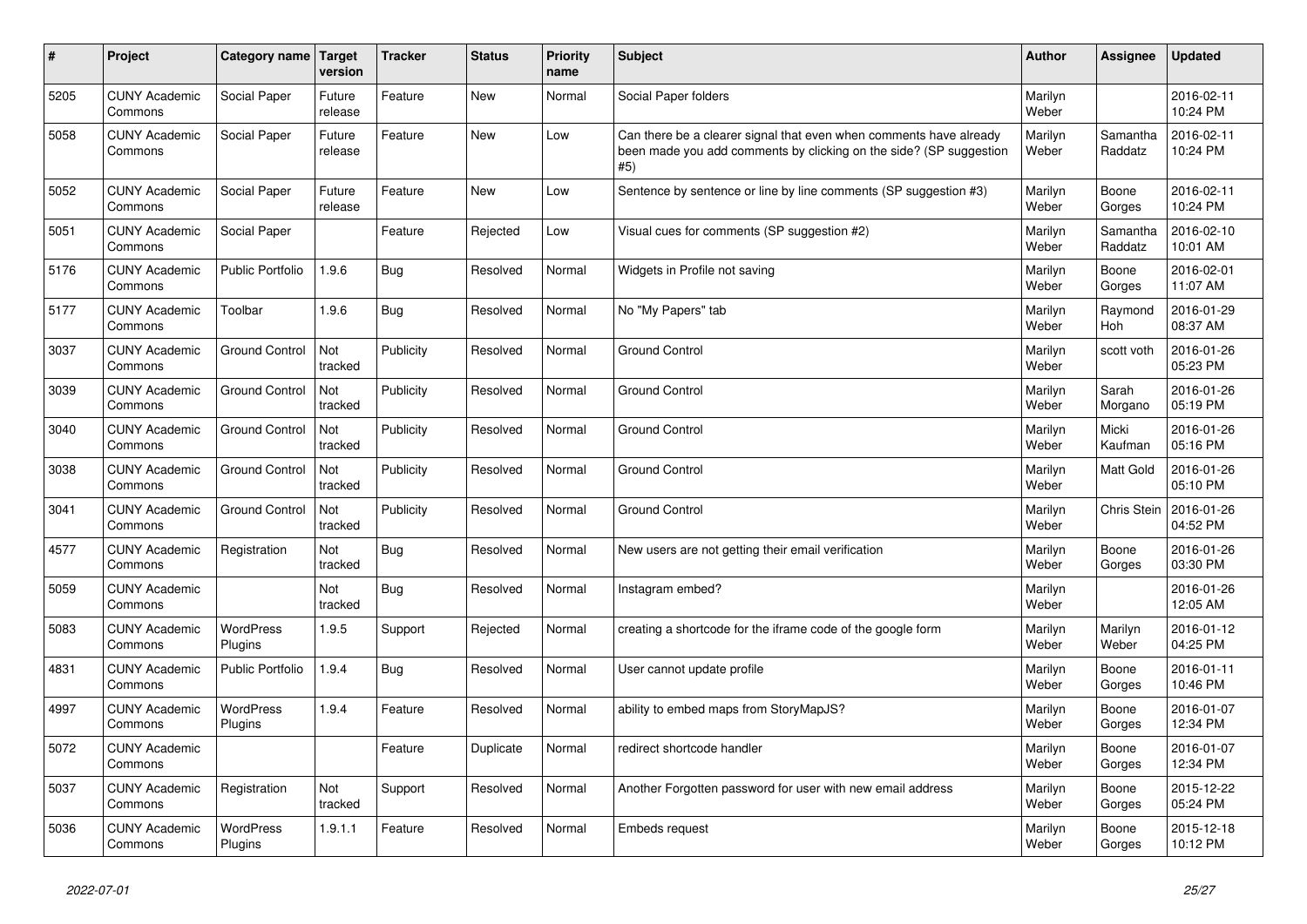| # | Project | Category name | Target version | Tracker | Status | Priority name | Subject | Author | Assignee | Updated |
|---|---|---|---|---|---|---|---|---|---|---|
| 5205 | CUNY Academic Commons | Social Paper | Future release | Feature | New | Normal | Social Paper folders | Marilyn Weber | | 2016-02-11 10:24 PM |
| 5058 | CUNY Academic Commons | Social Paper | Future release | Feature | New | Low | Can there be a clearer signal that even when comments have already been made you add comments by clicking on the side? (SP suggestion #5) | Marilyn Weber | Samantha Raddatz | 2016-02-11 10:24 PM |
| 5052 | CUNY Academic Commons | Social Paper | Future release | Feature | New | Low | Sentence by sentence or line by line comments (SP suggestion #3) | Marilyn Weber | Boone Gorges | 2016-02-11 10:24 PM |
| 5051 | CUNY Academic Commons | Social Paper | | Feature | Rejected | Low | Visual cues for comments (SP suggestion #2) | Marilyn Weber | Samantha Raddatz | 2016-02-10 10:01 AM |
| 5176 | CUNY Academic Commons | Public Portfolio | 1.9.6 | Bug | Resolved | Normal | Widgets in Profile not saving | Marilyn Weber | Boone Gorges | 2016-02-01 11:07 AM |
| 5177 | CUNY Academic Commons | Toolbar | 1.9.6 | Bug | Resolved | Normal | No "My Papers" tab | Marilyn Weber | Raymond Hoh | 2016-01-29 08:37 AM |
| 3037 | CUNY Academic Commons | Ground Control | Not tracked | Publicity | Resolved | Normal | Ground Control | Marilyn Weber | scott voth | 2016-01-26 05:23 PM |
| 3039 | CUNY Academic Commons | Ground Control | Not tracked | Publicity | Resolved | Normal | Ground Control | Marilyn Weber | Sarah Morgano | 2016-01-26 05:19 PM |
| 3040 | CUNY Academic Commons | Ground Control | Not tracked | Publicity | Resolved | Normal | Ground Control | Marilyn Weber | Micki Kaufman | 2016-01-26 05:16 PM |
| 3038 | CUNY Academic Commons | Ground Control | Not tracked | Publicity | Resolved | Normal | Ground Control | Marilyn Weber | Matt Gold | 2016-01-26 05:10 PM |
| 3041 | CUNY Academic Commons | Ground Control | Not tracked | Publicity | Resolved | Normal | Ground Control | Marilyn Weber | Chris Stein | 2016-01-26 04:52 PM |
| 4577 | CUNY Academic Commons | Registration | Not tracked | Bug | Resolved | Normal | New users are not getting their email verification | Marilyn Weber | Boone Gorges | 2016-01-26 03:30 PM |
| 5059 | CUNY Academic Commons | | Not tracked | Bug | Resolved | Normal | Instagram embed? | Marilyn Weber | | 2016-01-26 12:05 AM |
| 5083 | CUNY Academic Commons | WordPress Plugins | 1.9.5 | Support | Rejected | Normal | creating a shortcode for the iframe code of the google form | Marilyn Weber | Marilyn Weber | 2016-01-12 04:25 PM |
| 4831 | CUNY Academic Commons | Public Portfolio | 1.9.4 | Bug | Resolved | Normal | User cannot update profile | Marilyn Weber | Boone Gorges | 2016-01-11 10:46 PM |
| 4997 | CUNY Academic Commons | WordPress Plugins | 1.9.4 | Feature | Resolved | Normal | ability to embed maps from StoryMapJS? | Marilyn Weber | Boone Gorges | 2016-01-07 12:34 PM |
| 5072 | CUNY Academic Commons | | | Feature | Duplicate | Normal | redirect shortcode handler | Marilyn Weber | Boone Gorges | 2016-01-07 12:34 PM |
| 5037 | CUNY Academic Commons | Registration | Not tracked | Support | Resolved | Normal | Another Forgotten password for user with new email address | Marilyn Weber | Boone Gorges | 2015-12-22 05:24 PM |
| 5036 | CUNY Academic Commons | WordPress Plugins | 1.9.1.1 | Feature | Resolved | Normal | Embeds request | Marilyn Weber | Boone Gorges | 2015-12-18 10:12 PM |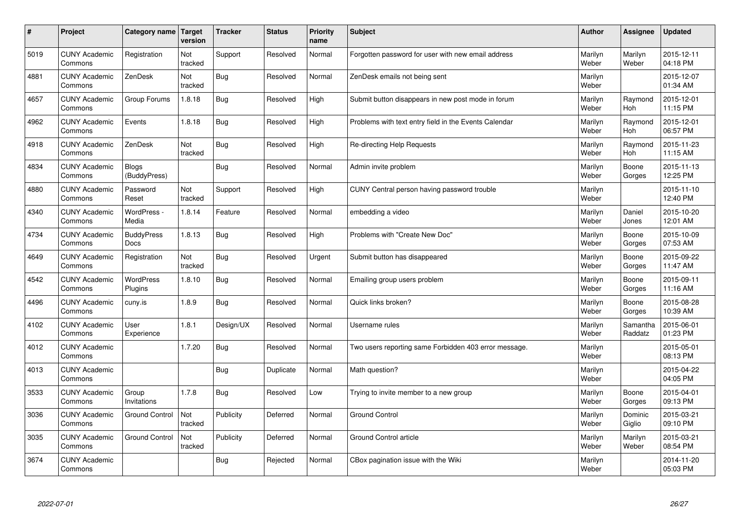| # | Project | Category name | Target version | Tracker | Status | Priority name | Subject | Author | Assignee | Updated |
|---|---|---|---|---|---|---|---|---|---|---|
| 5019 | CUNY Academic Commons | Registration | Not tracked | Support | Resolved | Normal | Forgotten password for user with new email address | Marilyn Weber | Marilyn Weber | 2015-12-11 04:18 PM |
| 4881 | CUNY Academic Commons | ZenDesk | Not tracked | Bug | Resolved | Normal | ZenDesk emails not being sent | Marilyn Weber | | 2015-12-07 01:34 AM |
| 4657 | CUNY Academic Commons | Group Forums | 1.8.18 | Bug | Resolved | High | Submit button disappears in new post mode in forum | Marilyn Weber | Raymond Hoh | 2015-12-01 11:15 PM |
| 4962 | CUNY Academic Commons | Events | 1.8.18 | Bug | Resolved | High | Problems with text entry field in the Events Calendar | Marilyn Weber | Raymond Hoh | 2015-12-01 06:57 PM |
| 4918 | CUNY Academic Commons | ZenDesk | Not tracked | Bug | Resolved | High | Re-directing Help Requests | Marilyn Weber | Raymond Hoh | 2015-11-23 11:15 AM |
| 4834 | CUNY Academic Commons | Blogs (BuddyPress) | | Bug | Resolved | Normal | Admin invite problem | Marilyn Weber | Boone Gorges | 2015-11-13 12:25 PM |
| 4880 | CUNY Academic Commons | Password Reset | Not tracked | Support | Resolved | High | CUNY Central person having password trouble | Marilyn Weber | | 2015-11-10 12:40 PM |
| 4340 | CUNY Academic Commons | WordPress - Media | 1.8.14 | Feature | Resolved | Normal | embedding a video | Marilyn Weber | Daniel Jones | 2015-10-20 12:01 AM |
| 4734 | CUNY Academic Commons | BuddyPress Docs | 1.8.13 | Bug | Resolved | High | Problems with "Create New Doc" | Marilyn Weber | Boone Gorges | 2015-10-09 07:53 AM |
| 4649 | CUNY Academic Commons | Registration | Not tracked | Bug | Resolved | Urgent | Submit button has disappeared | Marilyn Weber | Boone Gorges | 2015-09-22 11:47 AM |
| 4542 | CUNY Academic Commons | WordPress Plugins | 1.8.10 | Bug | Resolved | Normal | Emailing group users problem | Marilyn Weber | Boone Gorges | 2015-09-11 11:16 AM |
| 4496 | CUNY Academic Commons | cuny.is | 1.8.9 | Bug | Resolved | Normal | Quick links broken? | Marilyn Weber | Boone Gorges | 2015-08-28 10:39 AM |
| 4102 | CUNY Academic Commons | User Experience | 1.8.1 | Design/UX | Resolved | Normal | Username rules | Marilyn Weber | Samantha Raddatz | 2015-06-01 01:23 PM |
| 4012 | CUNY Academic Commons | | 1.7.20 | Bug | Resolved | Normal | Two users reporting same Forbidden 403 error message. | Marilyn Weber | | 2015-05-01 08:13 PM |
| 4013 | CUNY Academic Commons | | | Bug | Duplicate | Normal | Math question? | Marilyn Weber | | 2015-04-22 04:05 PM |
| 3533 | CUNY Academic Commons | Group Invitations | 1.7.8 | Bug | Resolved | Low | Trying to invite member to a new group | Marilyn Weber | Boone Gorges | 2015-04-01 09:13 PM |
| 3036 | CUNY Academic Commons | Ground Control | Not tracked | Publicity | Deferred | Normal | Ground Control | Marilyn Weber | Dominic Giglio | 2015-03-21 09:10 PM |
| 3035 | CUNY Academic Commons | Ground Control | Not tracked | Publicity | Deferred | Normal | Ground Control article | Marilyn Weber | Marilyn Weber | 2015-03-21 08:54 PM |
| 3674 | CUNY Academic Commons | | | Bug | Rejected | Normal | CBox pagination issue with the Wiki | Marilyn Weber | | 2014-11-20 05:03 PM |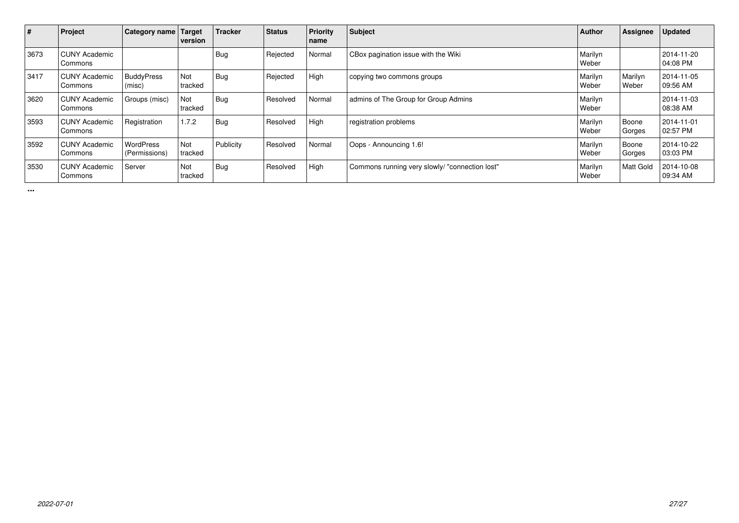| # | Project | Category name | Target version | Tracker | Status | Priority name | Subject | Author | Assignee | Updated |
|---|---|---|---|---|---|---|---|---|---|---|
| 3673 | CUNY Academic Commons | | | Bug | Rejected | Normal | CBox pagination issue with the Wiki | Marilyn Weber | | 2014-11-20 04:08 PM |
| 3417 | CUNY Academic Commons | BuddyPress (misc) | Not tracked | Bug | Rejected | High | copying two commons groups | Marilyn Weber | Marilyn Weber | 2014-11-05 09:56 AM |
| 3620 | CUNY Academic Commons | Groups (misc) | Not tracked | Bug | Resolved | Normal | admins of The Group for Group Admins | Marilyn Weber | | 2014-11-03 08:38 AM |
| 3593 | CUNY Academic Commons | Registration | 1.7.2 | Bug | Resolved | High | registration problems | Marilyn Weber | Boone Gorges | 2014-11-01 02:57 PM |
| 3592 | CUNY Academic Commons | WordPress (Permissions) | Not tracked | Publicity | Resolved | Normal | Oops - Announcing 1.6! | Marilyn Weber | Boone Gorges | 2014-10-22 03:03 PM |
| 3530 | CUNY Academic Commons | Server | Not tracked | Bug | Resolved | High | Commons running very slowly/ "connection lost" | Marilyn Weber | Matt Gold | 2014-10-08 09:34 AM |

...